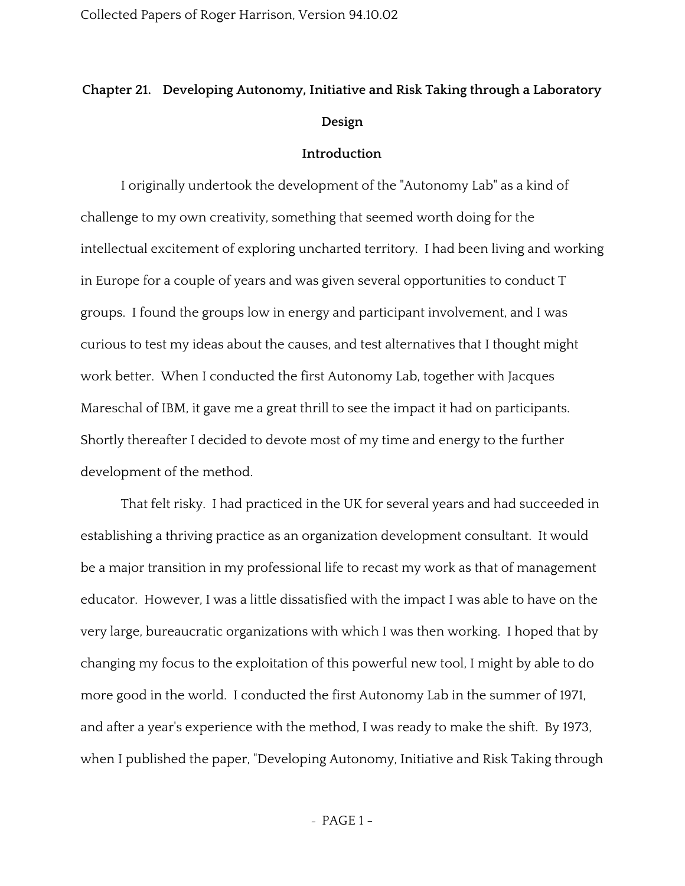# Chapter 21. Developing Autonomy, Initiative and Risk Taking through a Laboratory Design

## Introduction

I originally undertook the development of the "Autonomy Lab" as a kind of challenge to my own creativity, something that seemed worth doing for the intellectual excitement of exploring uncharted territory. I had been living and working in Europe for a couple of years and was given several opportunities to conduct T groups. I found the groups low in energy and participant involvement, and I was curious to test my ideas about the causes, and test alternatives that I thought might work better. When I conducted the first Autonomy Lab, together with Jacques Mareschal of IBM, it gave me a great thrill to see the impact it had on participants. Shortly thereafter I decided to devote most of my time and energy to the further development of the method.

That felt risky. I had practiced in the UK for several years and had succeeded in establishing a thriving practice as an organization development consultant. It would be a major transition in my professional life to recast my work as that of management educator. However, I was a little dissatisfied with the impact I was able to have on the very large, bureaucratic organizations with which I was then working. I hoped that by changing my focus to the exploitation of this powerful new tool, I might by able to do more good in the world. I conducted the first Autonomy Lab in the summer of 1971, and after a year's experience with the method, I was ready to make the shift. By 1973, when I published the paper, "Developing Autonomy, Initiative and Risk Taking through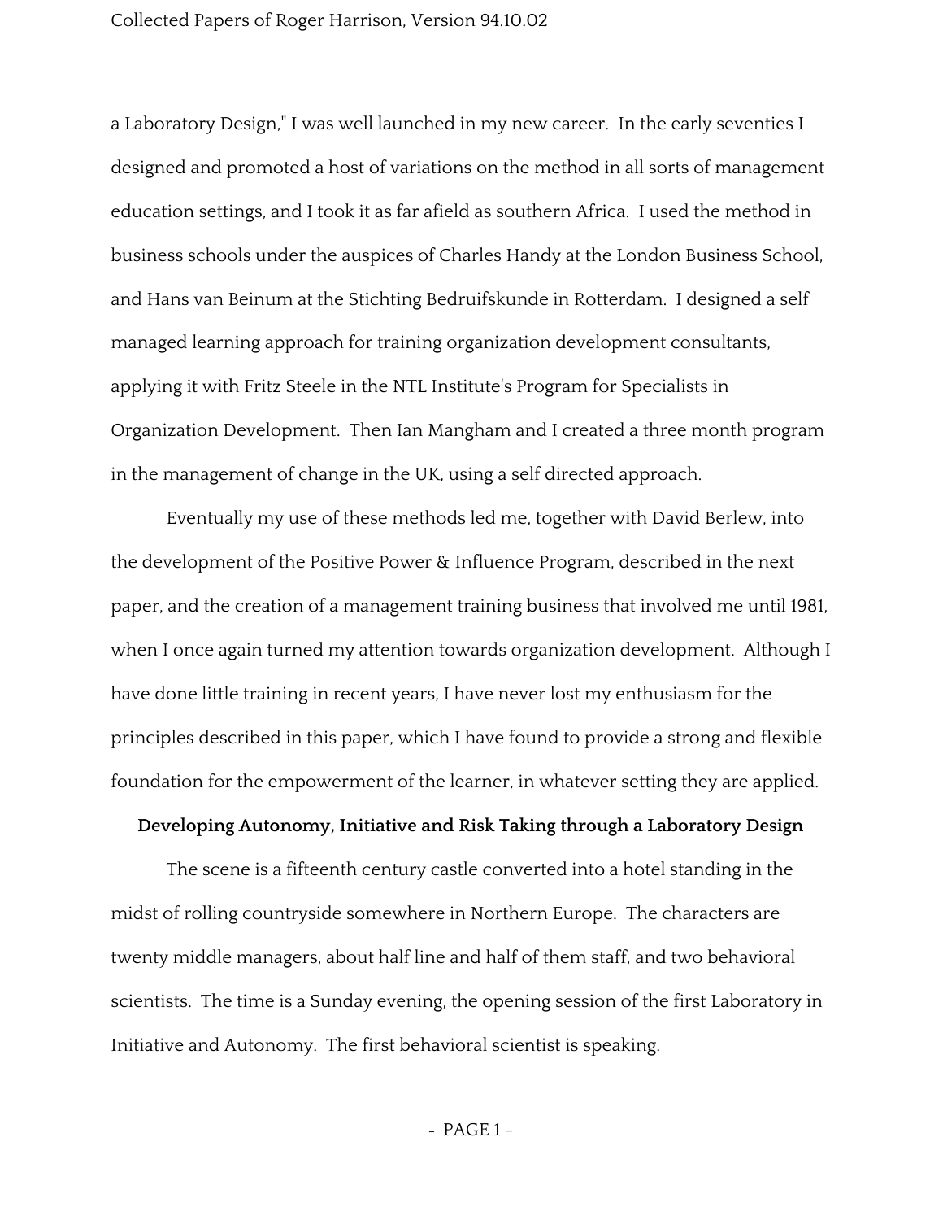a Laboratory Design," I was well launched in my new career. In the early seventies I designed and promoted a host of variations on the method in all sorts of management education settings, and I took it as far afield as southern Africa. I used the method in business schools under the auspices of Charles Handy at the London Business School, and Hans van Beinum at the Stichting Bedruifskunde in Rotterdam. I designed a self managed learning approach for training organization development consultants, applying it with Fritz Steele in the NTL Institute's Program for Specialists in Organization Development. Then Ian Mangham and I created a three month program in the management of change in the UK, using a self directed approach.

Eventually my use of these methods led me, together with David Berlew, into the development of the Positive Power & Influence Program, described in the next paper, and the creation of a management training business that involved me until 1981, when I once again turned my attention towards organization development. Although I have done little training in recent years, I have never lost my enthusiasm for the principles described in this paper, which I have found to provide a strong and flexible foundation for the empowerment of the learner, in whatever setting they are applied.

## Developing Autonomy, Initiative and Risk Taking through a Laboratory Design

The scene is a fifteenth century castle converted into a hotel standing in the midst of rolling countryside somewhere in Northern Europe. The characters are twenty middle managers, about half line and half of them staff, and two behavioral scientists. The time is a Sunday evening, the opening session of the first Laboratory in Initiative and Autonomy. The first behavioral scientist is speaking.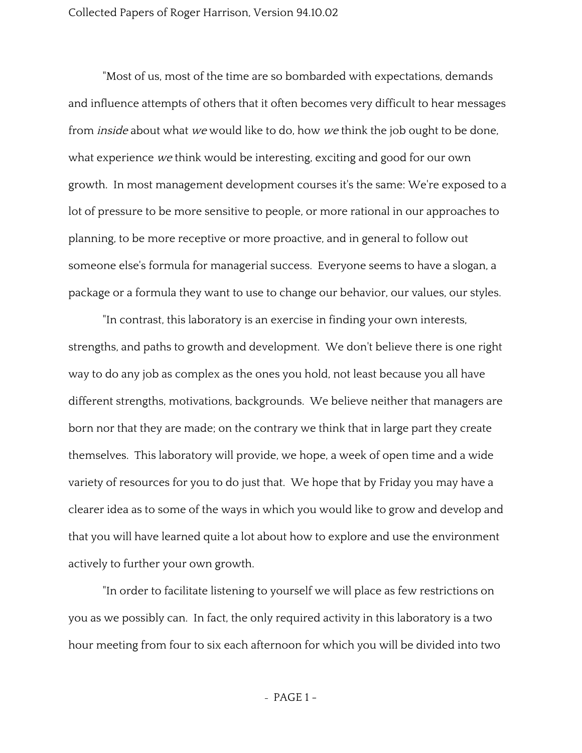"Most of us, most of the time are so bombarded with expectations, demands and influence attempts of others that it often becomes very difficult to hear messages from *inside* about what *we* would like to do, how *we* think the job ought to be done, what experience *we* think would be interesting, exciting and good for our own growth. In most management development courses it's the same: We're exposed to a lot of pressure to be more sensitive to people, or more rational in our approaches to planning, to be more receptive or more proactive, and in general to follow out someone else's formula for managerial success. Everyone seems to have a slogan, a package or a formula they want to use to change our behavior, our values, our styles.

"In contrast, this laboratory is an exercise in finding your own interests, strengths, and paths to growth and development. We don't believe there is one right way to do any job as complex as the ones you hold, not least because you all have different strengths, motivations, backgrounds. We believe neither that managers are born nor that they are made; on the contrary we think that in large part they create themselves. This laboratory will provide, we hope, a week of open time and a wide variety of resources for you to do just that. We hope that by Friday you may have a clearer idea as to some of the ways in which you would like to grow and develop and that you will have learned quite a lot about how to explore and use the environment actively to further your own growth.

"In order to facilitate listening to yourself we will place as few restrictions on you as we possibly can. In fact, the only required activity in this laboratory is a two hour meeting from four to six each afternoon for which you will be divided into two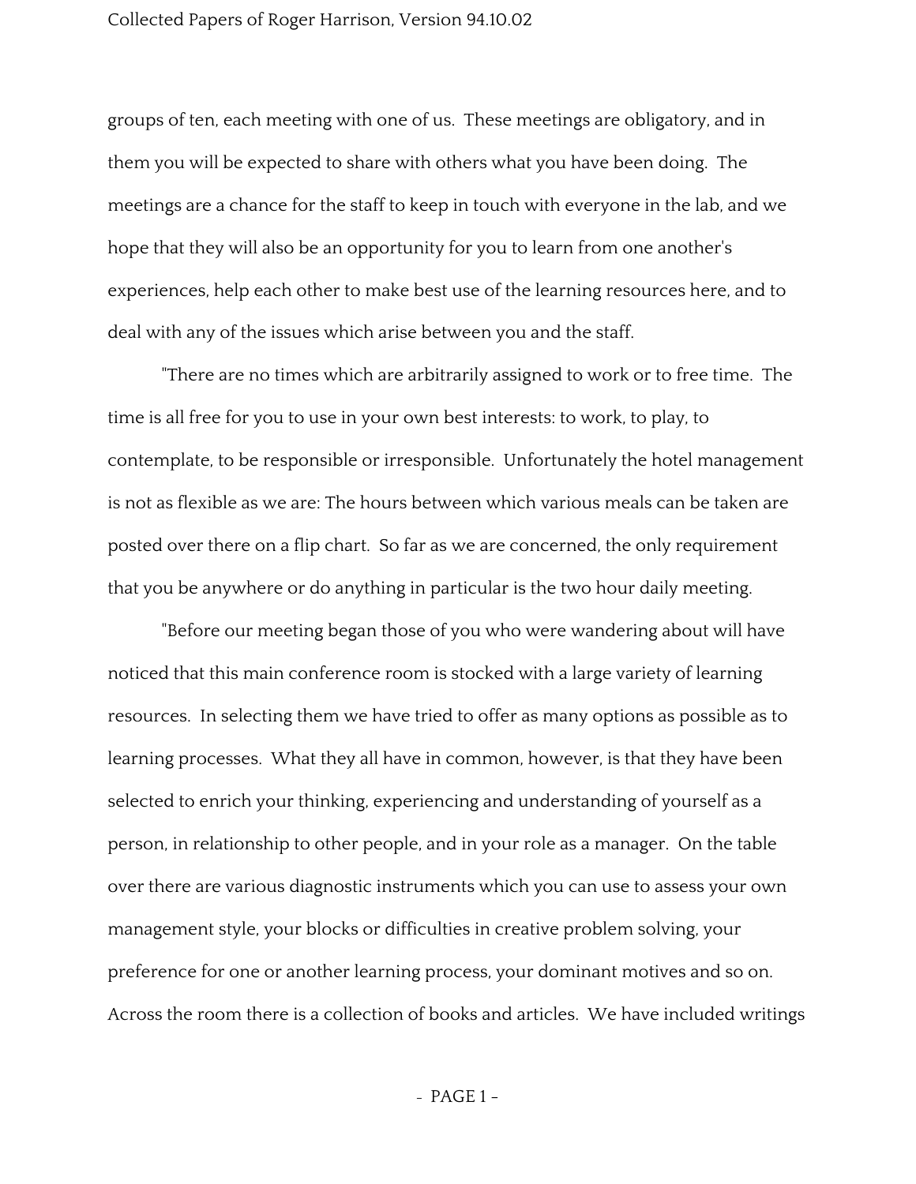groups of ten, each meeting with one of us. These meetings are obligatory, and in them you will be expected to share with others what you have been doing. The meetings are a chance for the staff to keep in touch with everyone in the lab, and we hope that they will also be an opportunity for you to learn from one another's experiences, help each other to make best use of the learning resources here, and to deal with any of the issues which arise between you and the staff.

"There are no times which are arbitrarily assigned to work or to free time. The time is all free for you to use in your own best interests: to work, to play, to contemplate, to be responsible or irresponsible. Unfortunately the hotel management is not as flexible as we are: The hours between which various meals can be taken are posted over there on a flip chart. So far as we are concerned, the only requirement that you be anywhere or do anything in particular is the two hour daily meeting.

"Before our meeting began those of you who were wandering about will have noticed that this main conference room is stocked with a large variety of learning resources. In selecting them we have tried to offer as many options as possible as to learning processes. What they all have in common, however, is that they have been selected to enrich your thinking, experiencing and understanding of yourself as a person, in relationship to other people, and in your role as a manager. On the table over there are various diagnostic instruments which you can use to assess your own management style, your blocks or difficulties in creative problem solving, your preference for one or another learning process, your dominant motives and so on. Across the room there is a collection of books and articles. We have included writings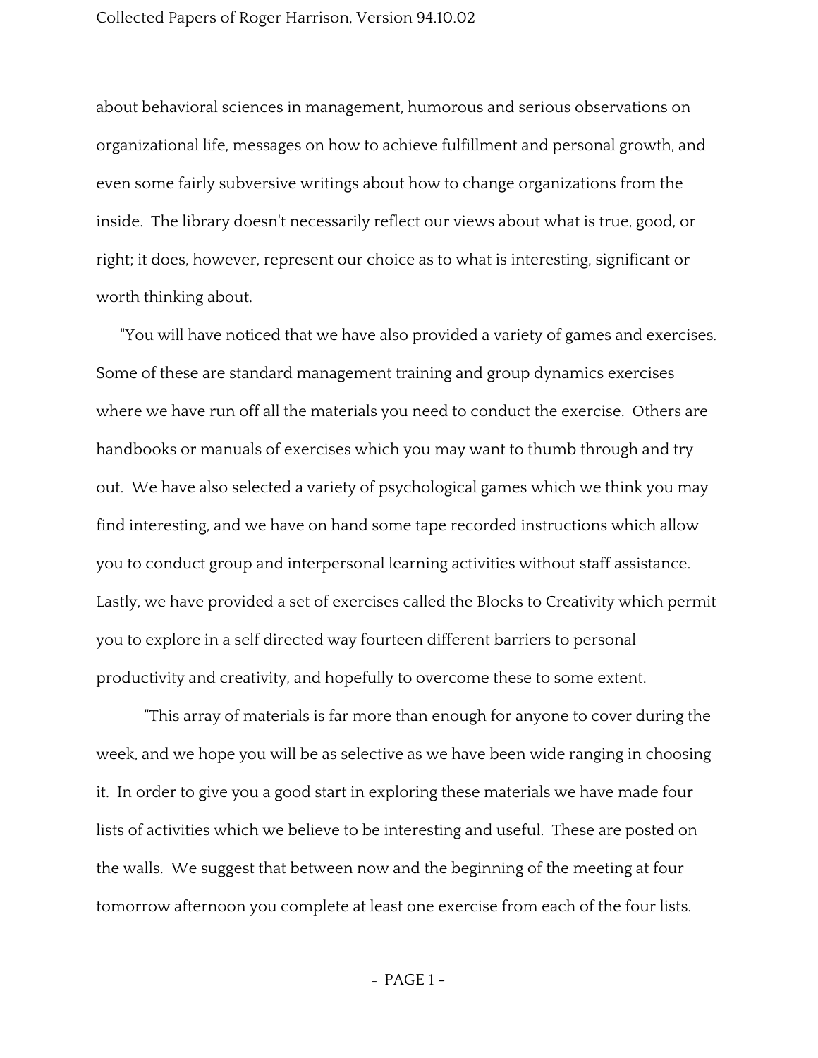about behavioral sciences in management, humorous and serious observations on organizational life, messages on how to achieve fulfillment and personal growth, and even some fairly subversive writings about how to change organizations from the inside. The library doesn't necessarily reflect our views about what is true, good, or right; it does, however, represent our choice as to what is interesting, significant or worth thinking about.

"You will have noticed that we have also provided a variety of games and exercises. Some of these are standard management training and group dynamics exercises where we have run off all the materials you need to conduct the exercise. Others are handbooks or manuals of exercises which you may want to thumb through and try out. We have also selected a variety of psychological games which we think you may find interesting, and we have on hand some tape recorded instructions which allow you to conduct group and interpersonal learning activities without staff assistance. Lastly, we have provided a set of exercises called the Blocks to Creativity which permit you to explore in a self directed way fourteen different barriers to personal productivity and creativity, and hopefully to overcome these to some extent.

"This array of materials is far more than enough for anyone to cover during the week, and we hope you will be as selective as we have been wide ranging in choosing it. In order to give you a good start in exploring these materials we have made four lists of activities which we believe to be interesting and useful. These are posted on the walls. We suggest that between now and the beginning of the meeting at four tomorrow afternoon you complete at least one exercise from each of the four lists.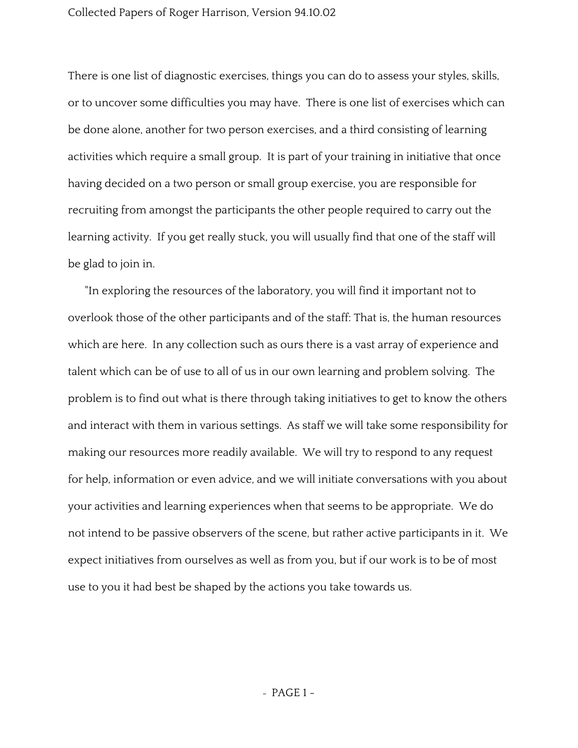There is one list of diagnostic exercises, things you can do to assess your styles, skills, or to uncover some difficulties you may have. There is one list of exercises which can be done alone, another for two person exercises, and a third consisting of learning activities which require a small group. It is part of your training in initiative that once having decided on a two person or small group exercise, you are responsible for recruiting from amongst the participants the other people required to carry out the learning activity. If you get really stuck, you will usually find that one of the staff will be glad to join in.

"In exploring the resources of the laboratory, you will find it important not to overlook those of the other participants and of the staff: That is, the human resources which are here. In any collection such as ours there is a vast array of experience and talent which can be of use to all of us in our own learning and problem solving. The problem is to find out what is there through taking initiatives to get to know the others and interact with them in various settings. As staff we will take some responsibility for making our resources more readily available. We will try to respond to any request for help, information or even advice, and we will initiate conversations with you about your activities and learning experiences when that seems to be appropriate. We do not intend to be passive observers of the scene, but rather active participants in it. We expect initiatives from ourselves as well as from you, but if our work is to be of most use to you it had best be shaped by the actions you take towards us.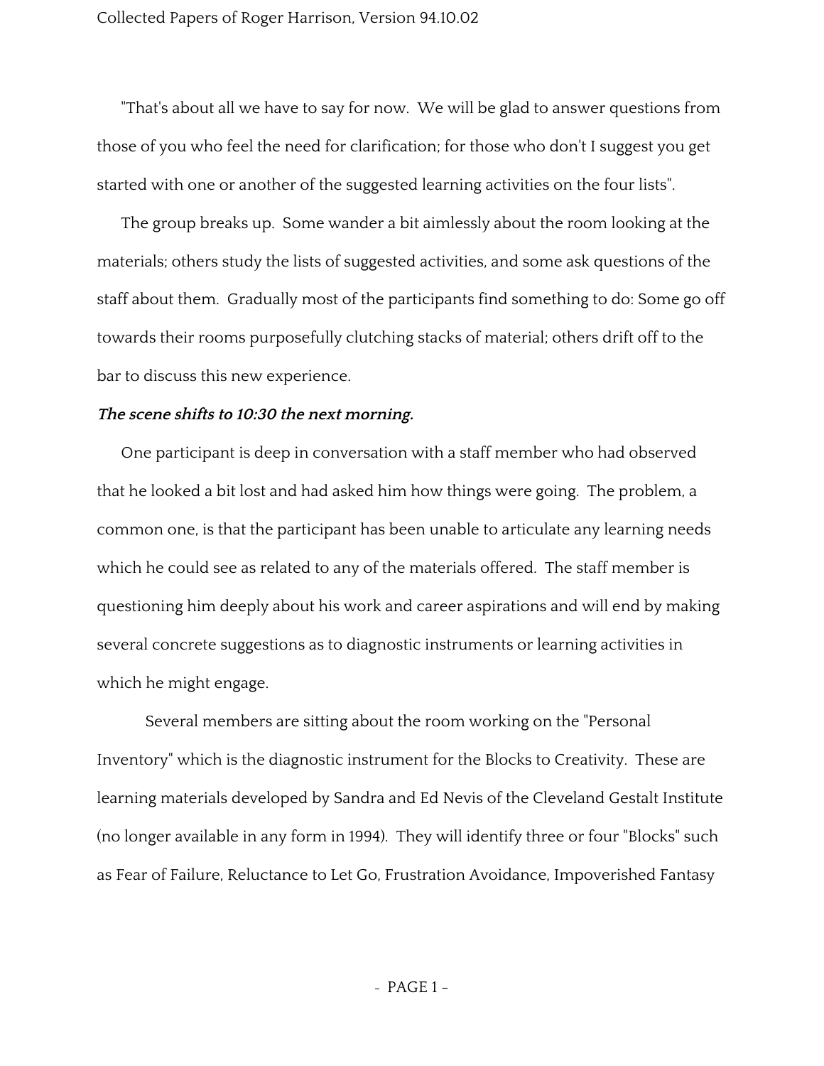"That's about all we have to say for now. We will be glad to answer questions from those of you who feel the need for clarification; for those who don't I suggest you get started with one or another of the suggested learning activities on the four lists".

The group breaks up. Some wander a bit aimlessly about the room looking at the materials; others study the lists of suggested activities, and some ask questions of the staff about them. Gradually most of the participants find something to do: Some go off towards their rooms purposefully clutching stacks of material; others drift off to the bar to discuss this new experience.

***The scene shifts to 10:30 the next morning.***

One participant is deep in conversation with a staff member who had observed that he looked a bit lost and had asked him how things were going. The problem, a common one, is that the participant has been unable to articulate any learning needs which he could see as related to any of the materials offered. The staff member is questioning him deeply about his work and career aspirations and will end by making several concrete suggestions as to diagnostic instruments or learning activities in which he might engage.

Several members are sitting about the room working on the "Personal Inventory" which is the diagnostic instrument for the Blocks to Creativity. These are learning materials developed by Sandra and Ed Nevis of the Cleveland Gestalt Institute (no longer available in any form in 1994). They will identify three or four "Blocks" such as Fear of Failure, Reluctance to Let Go, Frustration Avoidance, Impoverished Fantasy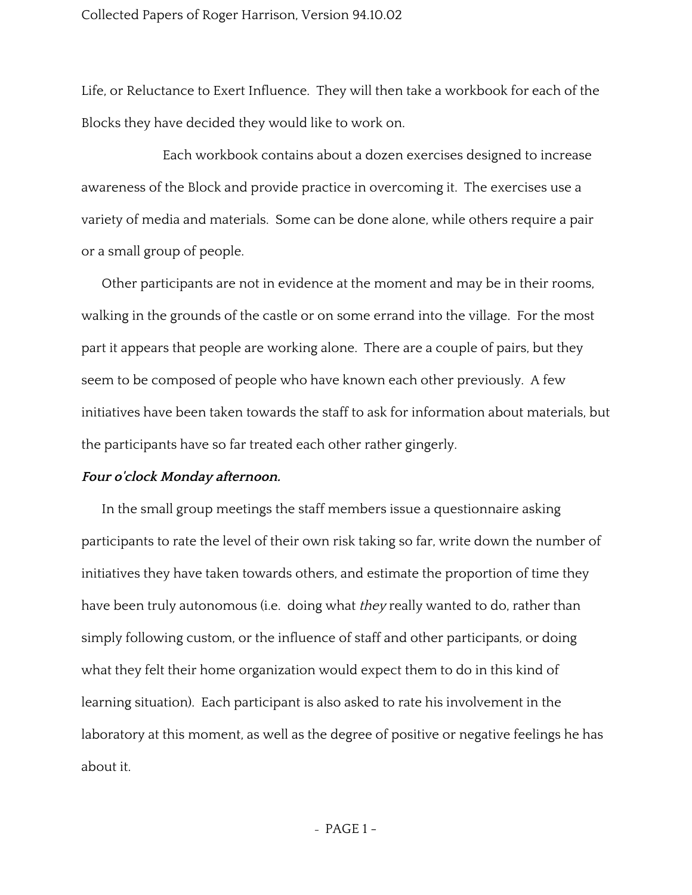Life, or Reluctance to Exert Influence. They will then take a workbook for each of the Blocks they have decided they would like to work on.

Each workbook contains about a dozen exercises designed to increase awareness of the Block and provide practice in overcoming it. The exercises use a variety of media and materials. Some can be done alone, while others require a pair or a small group of people.

Other participants are not in evidence at the moment and may be in their rooms, walking in the grounds of the castle or on some errand into the village. For the most part it appears that people are working alone. There are a couple of pairs, but they seem to be composed of people who have known each other previously. A few initiatives have been taken towards the staff to ask for information about materials, but the participants have so far treated each other rather gingerly.

***Four o'clock Monday afternoon.***

In the small group meetings the staff members issue a questionnaire asking participants to rate the level of their own risk taking so far, write down the number of initiatives they have taken towards others, and estimate the proportion of time they have been truly autonomous (i.e. doing what *they* really wanted to do, rather than simply following custom, or the influence of staff and other participants, or doing what they felt their home organization would expect them to do in this kind of learning situation). Each participant is also asked to rate his involvement in the laboratory at this moment, as well as the degree of positive or negative feelings he has about it.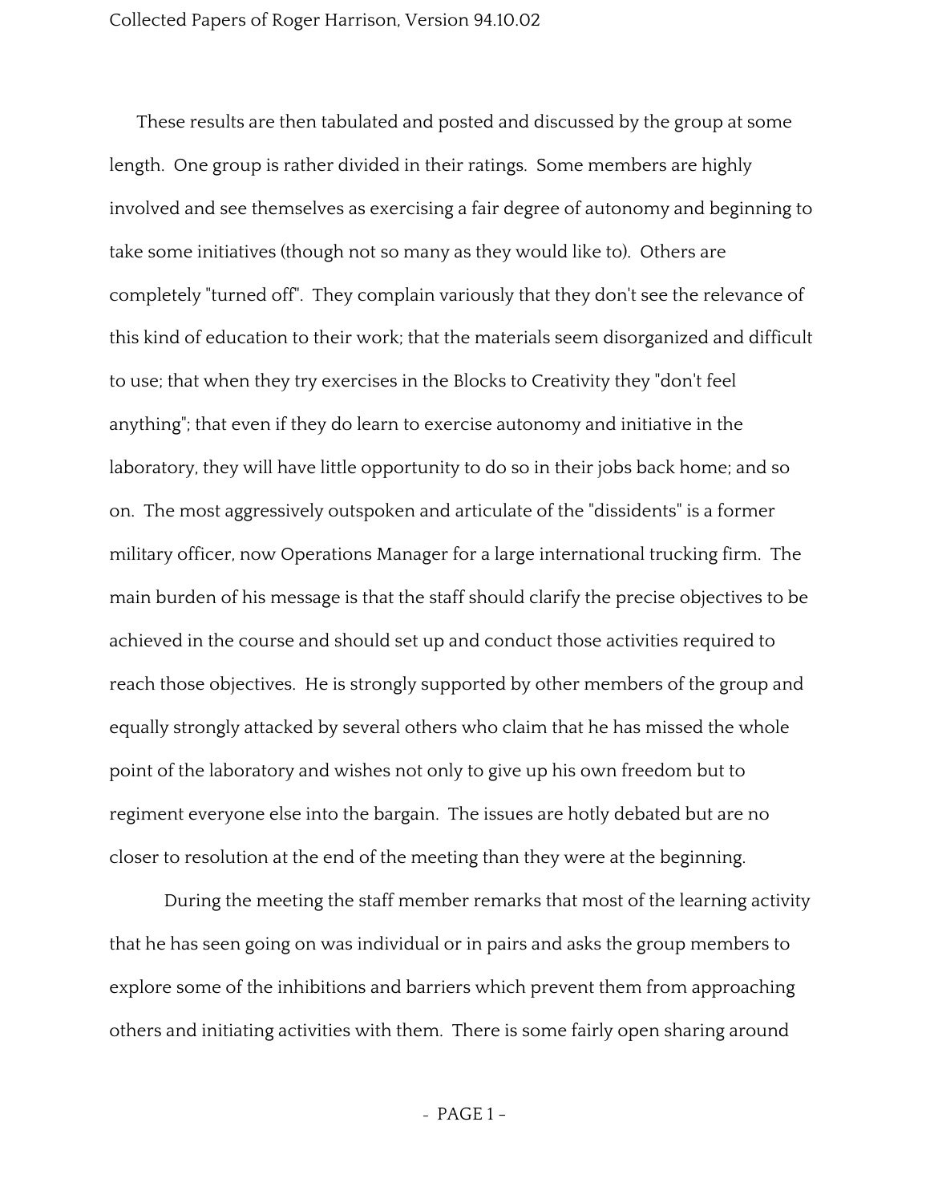These results are then tabulated and posted and discussed by the group at some length. One group is rather divided in their ratings. Some members are highly involved and see themselves as exercising a fair degree of autonomy and beginning to take some initiatives (though not so many as they would like to). Others are completely "turned off". They complain variously that they don't see the relevance of this kind of education to their work; that the materials seem disorganized and difficult to use; that when they try exercises in the Blocks to Creativity they "don't feel anything"; that even if they do learn to exercise autonomy and initiative in the laboratory, they will have little opportunity to do so in their jobs back home; and so on. The most aggressively outspoken and articulate of the "dissidents" is a former military officer, now Operations Manager for a large international trucking firm. The main burden of his message is that the staff should clarify the precise objectives to be achieved in the course and should set up and conduct those activities required to reach those objectives. He is strongly supported by other members of the group and equally strongly attacked by several others who claim that he has missed the whole point of the laboratory and wishes not only to give up his own freedom but to regiment everyone else into the bargain. The issues are hotly debated but are no closer to resolution at the end of the meeting than they were at the beginning.

During the meeting the staff member remarks that most of the learning activity that he has seen going on was individual or in pairs and asks the group members to explore some of the inhibitions and barriers which prevent them from approaching others and initiating activities with them. There is some fairly open sharing around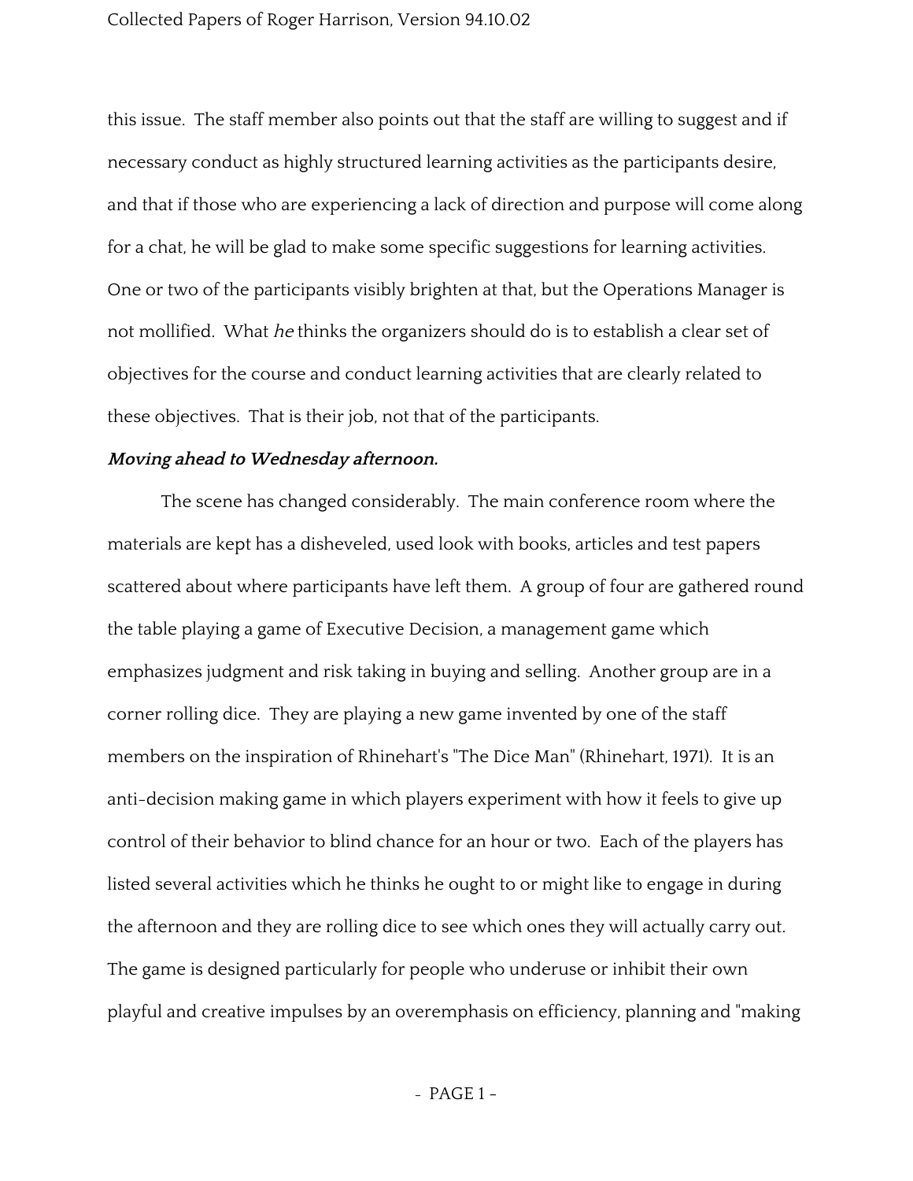this issue. The staff member also points out that the staff are willing to suggest and if necessary conduct as highly structured learning activities as the participants desire, and that if those who are experiencing a lack of direction and purpose will come along for a chat, he will be glad to make some specific suggestions for learning activities. One or two of the participants visibly brighten at that, but the Operations Manager is not mollified. What *he* thinks the organizers should do is to establish a clear set of objectives for the course and conduct learning activities that are clearly related to these objectives. That is their job, not that of the participants.

***Moving ahead to Wednesday afternoon.***

The scene has changed considerably. The main conference room where the materials are kept has a disheveled, used look with books, articles and test papers scattered about where participants have left them. A group of four are gathered round the table playing a game of Executive Decision, a management game which emphasizes judgment and risk taking in buying and selling. Another group are in a corner rolling dice. They are playing a new game invented by one of the staff members on the inspiration of Rhinehart's "The Dice Man" (Rhinehart, 1971). It is an anti-decision making game in which players experiment with how it feels to give up control of their behavior to blind chance for an hour or two. Each of the players has listed several activities which he thinks he ought to or might like to engage in during the afternoon and they are rolling dice to see which ones they will actually carry out. The game is designed particularly for people who underuse or inhibit their own playful and creative impulses by an overemphasis on efficiency, planning and "making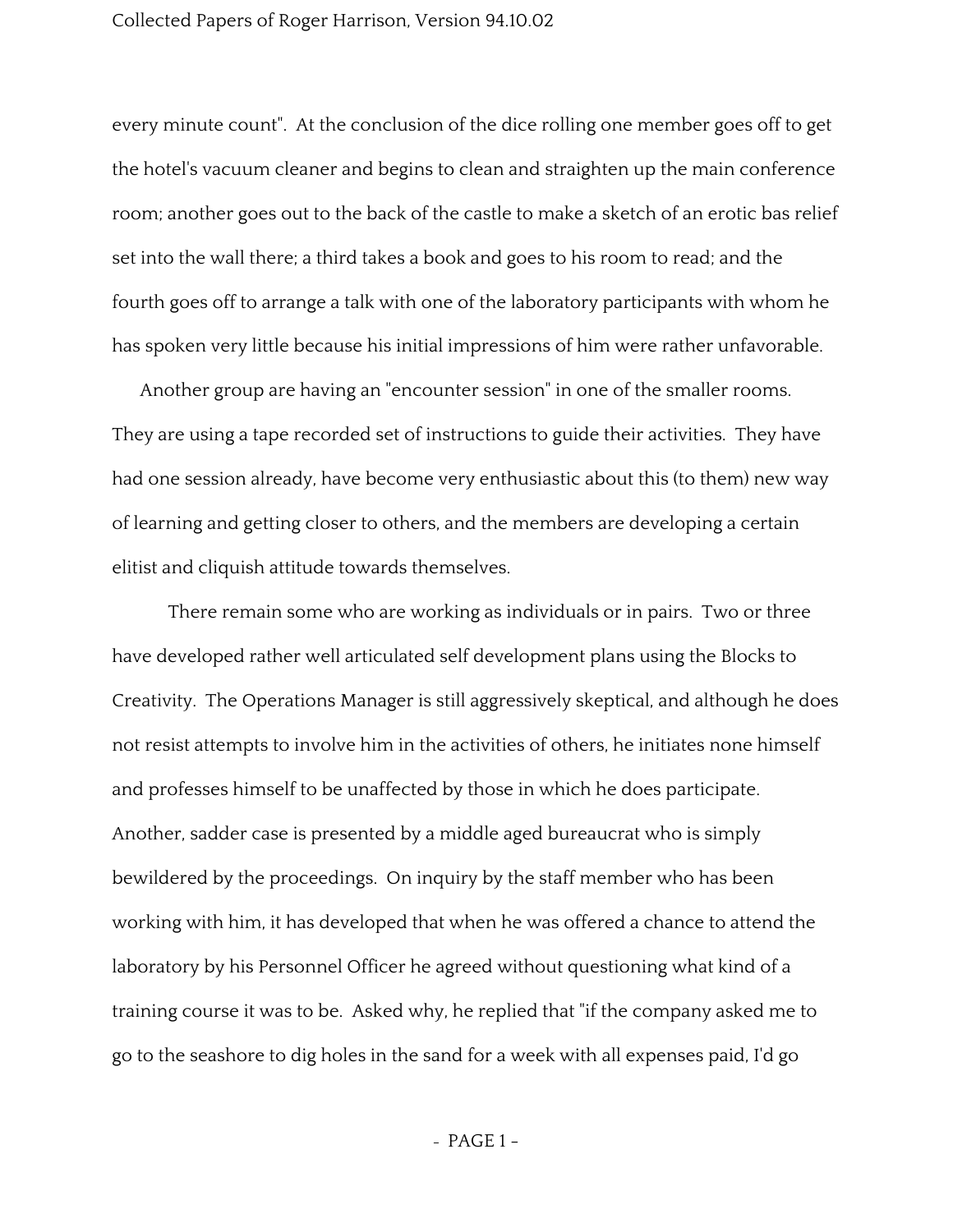every minute count". At the conclusion of the dice rolling one member goes off to get the hotel's vacuum cleaner and begins to clean and straighten up the main conference room; another goes out to the back of the castle to make a sketch of an erotic bas relief set into the wall there; a third takes a book and goes to his room to read; and the fourth goes off to arrange a talk with one of the laboratory participants with whom he has spoken very little because his initial impressions of him were rather unfavorable.

Another group are having an "encounter session" in one of the smaller rooms. They are using a tape recorded set of instructions to guide their activities. They have had one session already, have become very enthusiastic about this (to them) new way of learning and getting closer to others, and the members are developing a certain elitist and cliquish attitude towards themselves.

There remain some who are working as individuals or in pairs. Two or three have developed rather well articulated self development plans using the Blocks to Creativity. The Operations Manager is still aggressively skeptical, and although he does not resist attempts to involve him in the activities of others, he initiates none himself and professes himself to be unaffected by those in which he does participate. Another, sadder case is presented by a middle aged bureaucrat who is simply bewildered by the proceedings. On inquiry by the staff member who has been working with him, it has developed that when he was offered a chance to attend the laboratory by his Personnel Officer he agreed without questioning what kind of a training course it was to be. Asked why, he replied that "if the company asked me to go to the seashore to dig holes in the sand for a week with all expenses paid, I'd go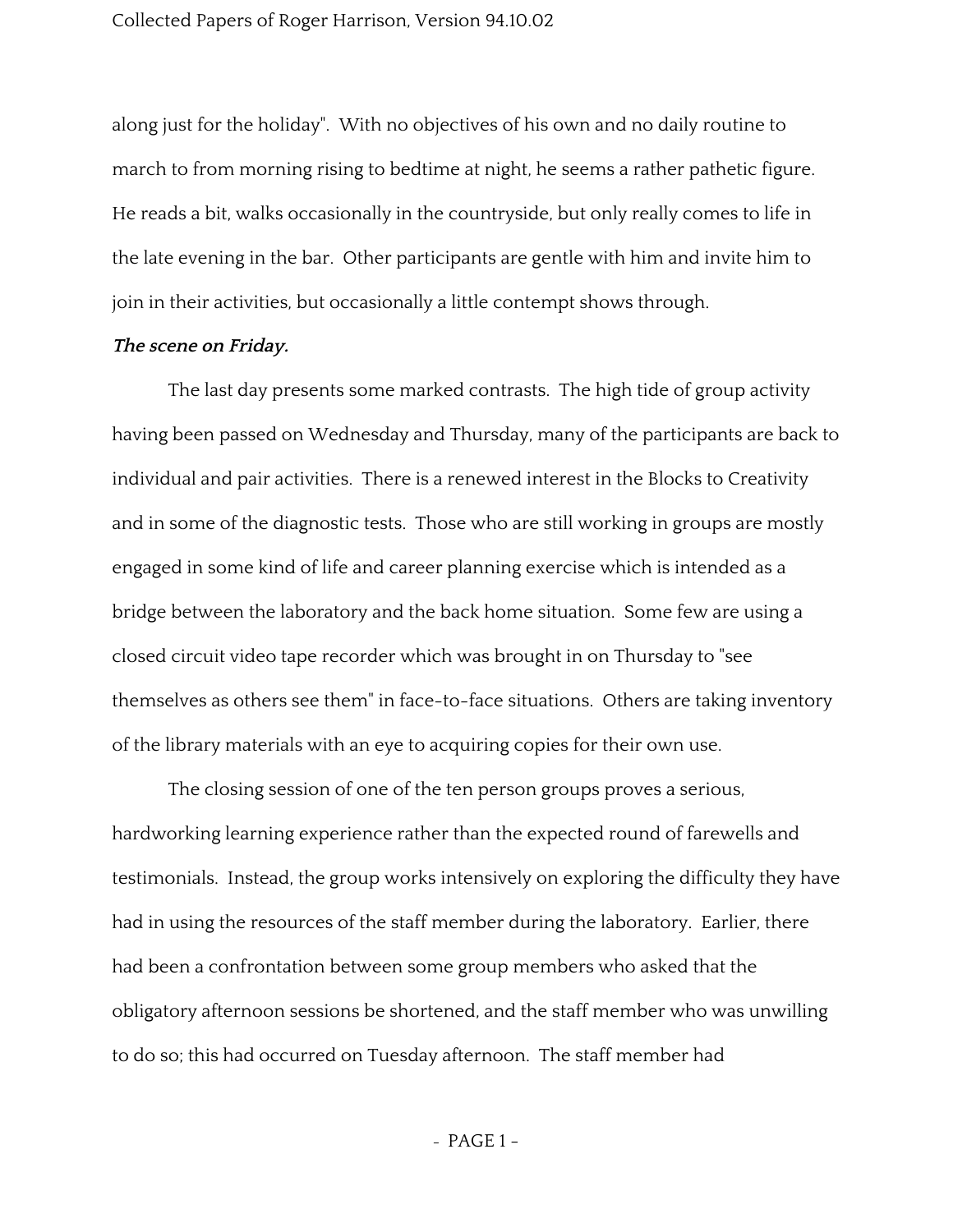along just for the holiday". With no objectives of his own and no daily routine to march to from morning rising to bedtime at night, he seems a rather pathetic figure. He reads a bit, walks occasionally in the countryside, but only really comes to life in the late evening in the bar. Other participants are gentle with him and invite him to join in their activities, but occasionally a little contempt shows through.

***The scene on Friday.***

The last day presents some marked contrasts. The high tide of group activity having been passed on Wednesday and Thursday, many of the participants are back to individual and pair activities. There is a renewed interest in the Blocks to Creativity and in some of the diagnostic tests. Those who are still working in groups are mostly engaged in some kind of life and career planning exercise which is intended as a bridge between the laboratory and the back home situation. Some few are using a closed circuit video tape recorder which was brought in on Thursday to "see themselves as others see them" in face-to-face situations. Others are taking inventory of the library materials with an eye to acquiring copies for their own use.

The closing session of one of the ten person groups proves a serious, hardworking learning experience rather than the expected round of farewells and testimonials. Instead, the group works intensively on exploring the difficulty they have had in using the resources of the staff member during the laboratory. Earlier, there had been a confrontation between some group members who asked that the obligatory afternoon sessions be shortened, and the staff member who was unwilling to do so; this had occurred on Tuesday afternoon. The staff member had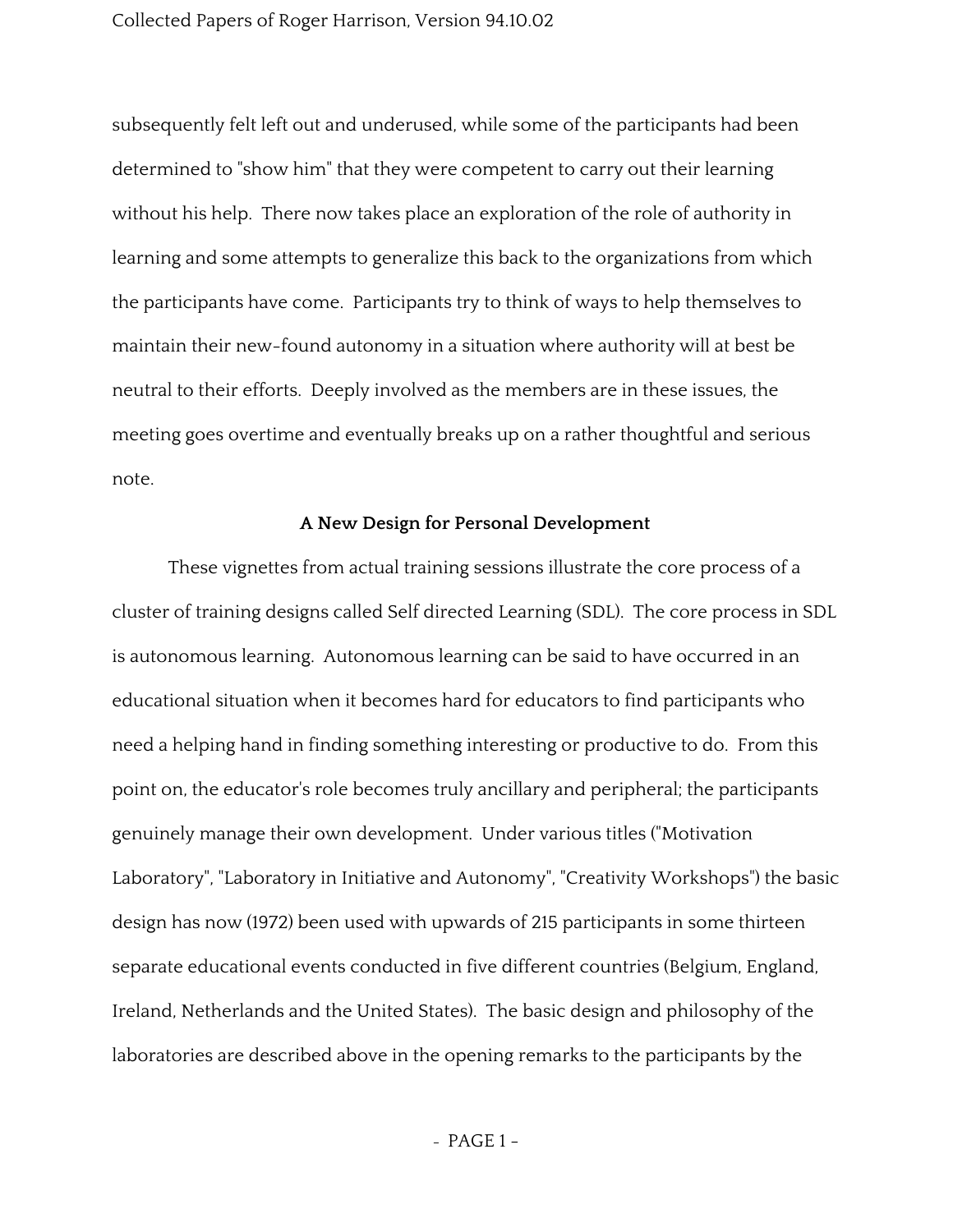subsequently felt left out and underused, while some of the participants had been determined to "show him" that they were competent to carry out their learning without his help. There now takes place an exploration of the role of authority in learning and some attempts to generalize this back to the organizations from which the participants have come. Participants try to think of ways to help themselves to maintain their new-found autonomy in a situation where authority will at best be neutral to their efforts. Deeply involved as the members are in these issues, the meeting goes overtime and eventually breaks up on a rather thoughtful and serious note.

**A New Design for Personal Development**

These vignettes from actual training sessions illustrate the core process of a cluster of training designs called Self directed Learning (SDL). The core process in SDL is autonomous learning. Autonomous learning can be said to have occurred in an educational situation when it becomes hard for educators to find participants who need a helping hand in finding something interesting or productive to do. From this point on, the educator's role becomes truly ancillary and peripheral; the participants genuinely manage their own development. Under various titles ("Motivation Laboratory", "Laboratory in Initiative and Autonomy", "Creativity Workshops") the basic design has now (1972) been used with upwards of 215 participants in some thirteen separate educational events conducted in five different countries (Belgium, England, Ireland, Netherlands and the United States). The basic design and philosophy of the laboratories are described above in the opening remarks to the participants by the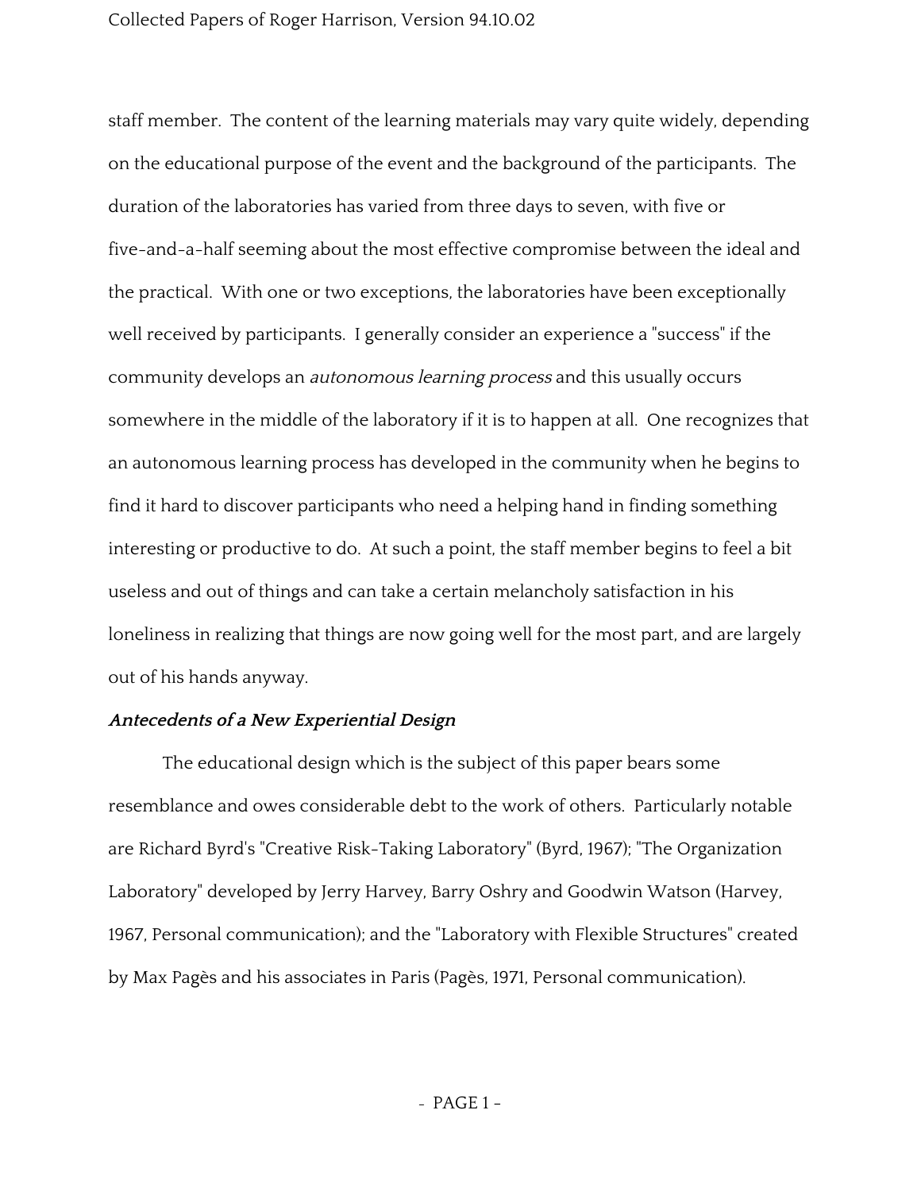staff member. The content of the learning materials may vary quite widely, depending on the educational purpose of the event and the background of the participants. The duration of the laboratories has varied from three days to seven, with five or five-and-a-half seeming about the most effective compromise between the ideal and the practical. With one or two exceptions, the laboratories have been exceptionally well received by participants. I generally consider an experience a "success" if the community develops an *autonomous learning process* and this usually occurs somewhere in the middle of the laboratory if it is to happen at all. One recognizes that an autonomous learning process has developed in the community when he begins to find it hard to discover participants who need a helping hand in finding something interesting or productive to do. At such a point, the staff member begins to feel a bit useless and out of things and can take a certain melancholy satisfaction in his loneliness in realizing that things are now going well for the most part, and are largely out of his hands anyway.

### *Antecedents of a New Experiential Design*

The educational design which is the subject of this paper bears some resemblance and owes considerable debt to the work of others. Particularly notable are Richard Byrd's "Creative Risk-Taking Laboratory" (Byrd, 1967); "The Organization Laboratory" developed by Jerry Harvey, Barry Oshry and Goodwin Watson (Harvey, 1967, Personal communication); and the "Laboratory with Flexible Structures" created by Max Pagès and his associates in Paris (Pagès, 1971, Personal communication).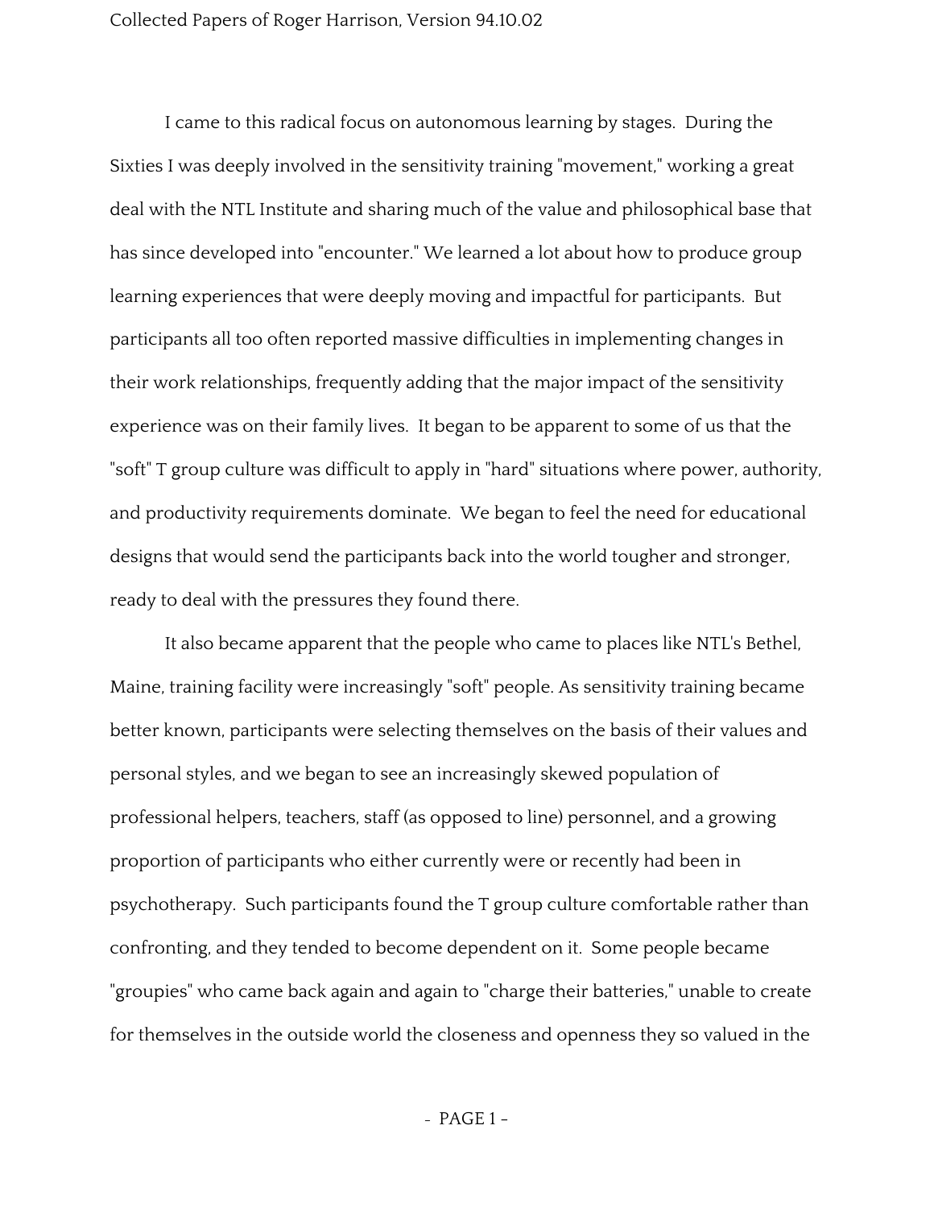I came to this radical focus on autonomous learning by stages. During the Sixties I was deeply involved in the sensitivity training "movement," working a great deal with the NTL Institute and sharing much of the value and philosophical base that has since developed into "encounter." We learned a lot about how to produce group learning experiences that were deeply moving and impactful for participants. But participants all too often reported massive difficulties in implementing changes in their work relationships, frequently adding that the major impact of the sensitivity experience was on their family lives. It began to be apparent to some of us that the "soft" T group culture was difficult to apply in "hard" situations where power, authority, and productivity requirements dominate. We began to feel the need for educational designs that would send the participants back into the world tougher and stronger, ready to deal with the pressures they found there.

It also became apparent that the people who came to places like NTL's Bethel, Maine, training facility were increasingly "soft" people. As sensitivity training became better known, participants were selecting themselves on the basis of their values and personal styles, and we began to see an increasingly skewed population of professional helpers, teachers, staff (as opposed to line) personnel, and a growing proportion of participants who either currently were or recently had been in psychotherapy. Such participants found the T group culture comfortable rather than confronting, and they tended to become dependent on it. Some people became "groupies" who came back again and again to "charge their batteries," unable to create for themselves in the outside world the closeness and openness they so valued in the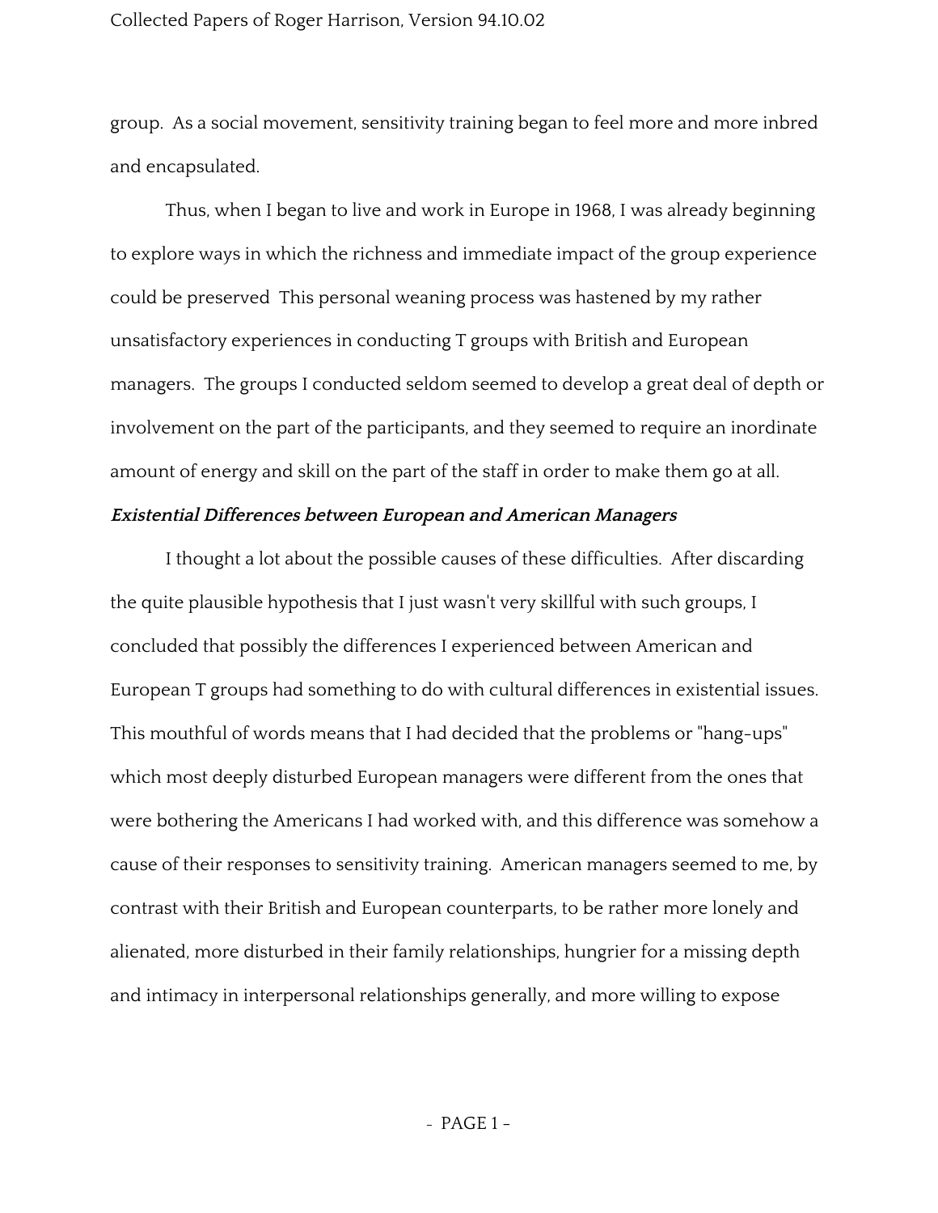group. As a social movement, sensitivity training began to feel more and more inbred and encapsulated.

Thus, when I began to live and work in Europe in 1968, I was already beginning to explore ways in which the richness and immediate impact of the group experience could be preserved This personal weaning process was hastened by my rather unsatisfactory experiences in conducting T groups with British and European managers. The groups I conducted seldom seemed to develop a great deal of depth or involvement on the part of the participants, and they seemed to require an inordinate amount of energy and skill on the part of the staff in order to make them go at all.

### *Existential Differences between European and American Managers*

I thought a lot about the possible causes of these difficulties. After discarding the quite plausible hypothesis that I just wasn't very skillful with such groups, I concluded that possibly the differences I experienced between American and European T groups had something to do with cultural differences in existential issues. This mouthful of words means that I had decided that the problems or "hang-ups" which most deeply disturbed European managers were different from the ones that were bothering the Americans I had worked with, and this difference was somehow a cause of their responses to sensitivity training. American managers seemed to me, by contrast with their British and European counterparts, to be rather more lonely and alienated, more disturbed in their family relationships, hungrier for a missing depth and intimacy in interpersonal relationships generally, and more willing to expose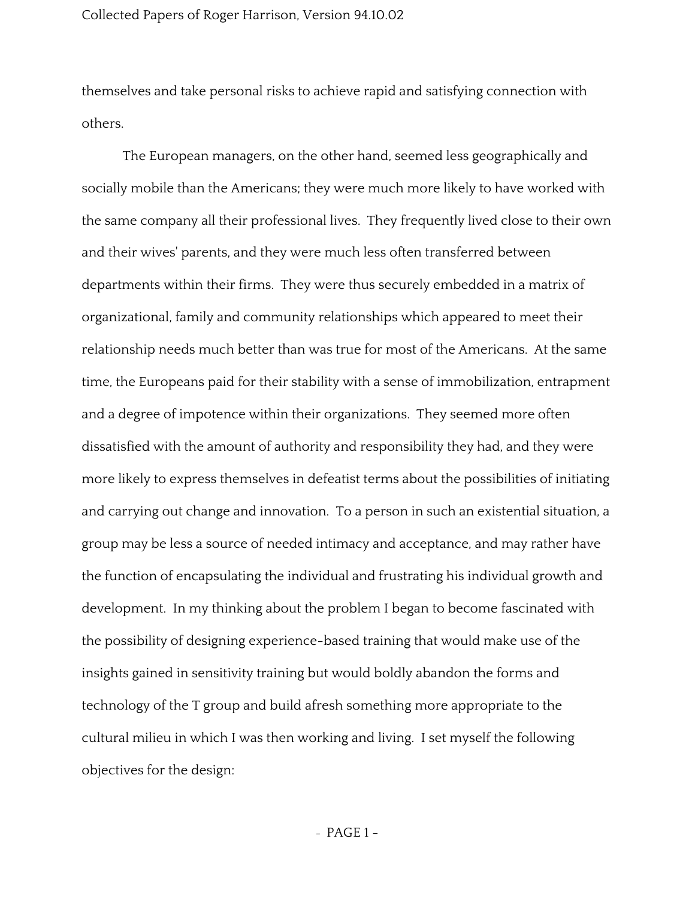themselves and take personal risks to achieve rapid and satisfying connection with others.

The European managers, on the other hand, seemed less geographically and socially mobile than the Americans; they were much more likely to have worked with the same company all their professional lives. They frequently lived close to their own and their wives' parents, and they were much less often transferred between departments within their firms. They were thus securely embedded in a matrix of organizational, family and community relationships which appeared to meet their relationship needs much better than was true for most of the Americans. At the same time, the Europeans paid for their stability with a sense of immobilization, entrapment and a degree of impotence within their organizations. They seemed more often dissatisfied with the amount of authority and responsibility they had, and they were more likely to express themselves in defeatist terms about the possibilities of initiating and carrying out change and innovation. To a person in such an existential situation, a group may be less a source of needed intimacy and acceptance, and may rather have the function of encapsulating the individual and frustrating his individual growth and development. In my thinking about the problem I began to become fascinated with the possibility of designing experience-based training that would make use of the insights gained in sensitivity training but would boldly abandon the forms and technology of the T group and build afresh something more appropriate to the cultural milieu in which I was then working and living. I set myself the following objectives for the design: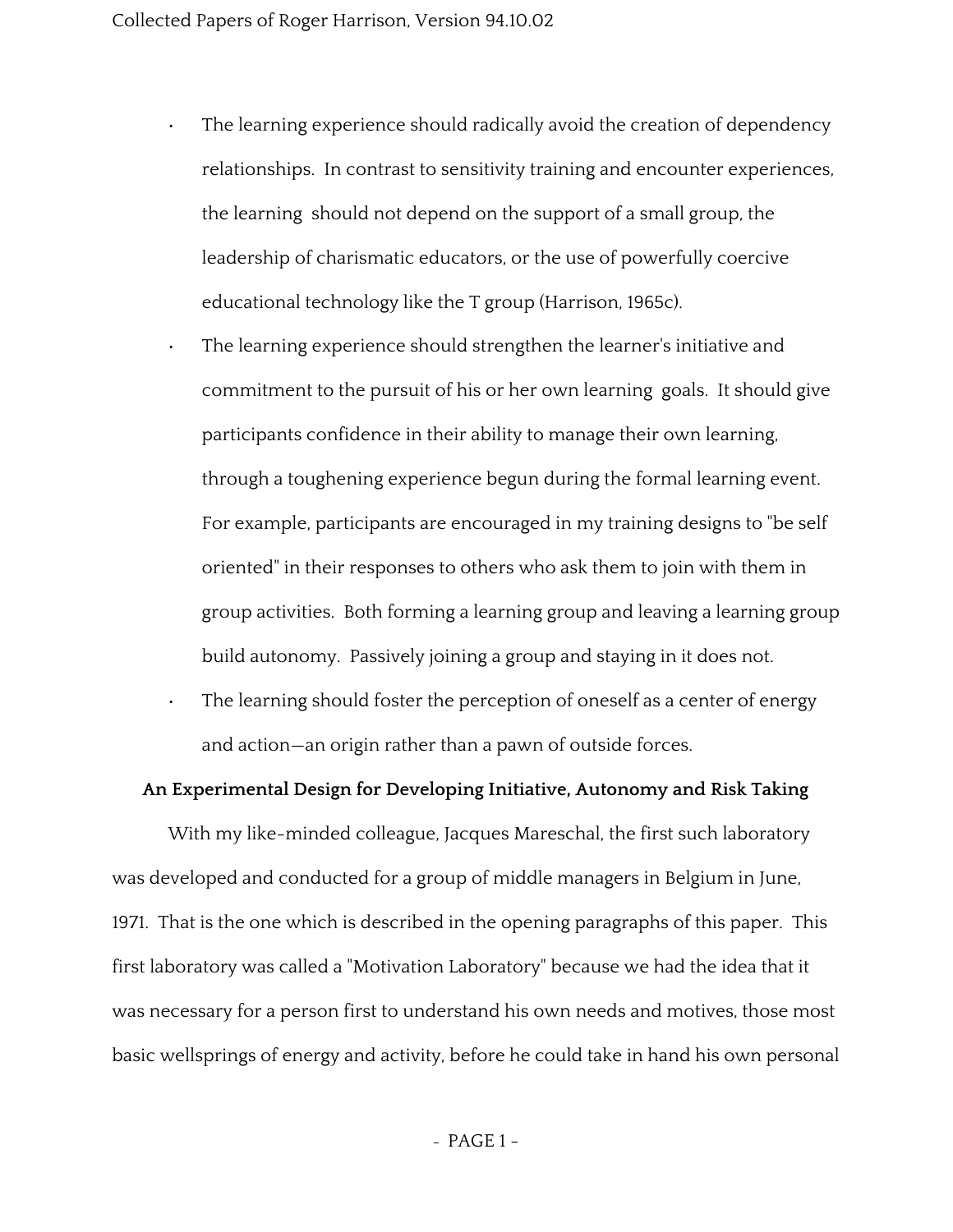- The learning experience should radically avoid the creation of dependency relationships. In contrast to sensitivity training and encounter experiences, the learning should not depend on the support of a small group, the leadership of charismatic educators, or the use of powerfully coercive educational technology like the T group (Harrison, 1965c).
- The learning experience should strengthen the learner's initiative and commitment to the pursuit of his or her own learning goals. It should give participants confidence in their ability to manage their own learning, through a toughening experience begun during the formal learning event. For example, participants are encouraged in my training designs to "be self oriented" in their responses to others who ask them to join with them in group activities. Both forming a learning group and leaving a learning group build autonomy. Passively joining a group and staying in it does not.
- The learning should foster the perception of oneself as a center of energy and action—an origin rather than a pawn of outside forces.

**An Experimental Design for Developing Initiative, Autonomy and Risk Taking**

With my like-minded colleague, Jacques Mareschal, the first such laboratory was developed and conducted for a group of middle managers in Belgium in June, 1971. That is the one which is described in the opening paragraphs of this paper. This first laboratory was called a "Motivation Laboratory" because we had the idea that it was necessary for a person first to understand his own needs and motives, those most basic wellsprings of energy and activity, before he could take in hand his own personal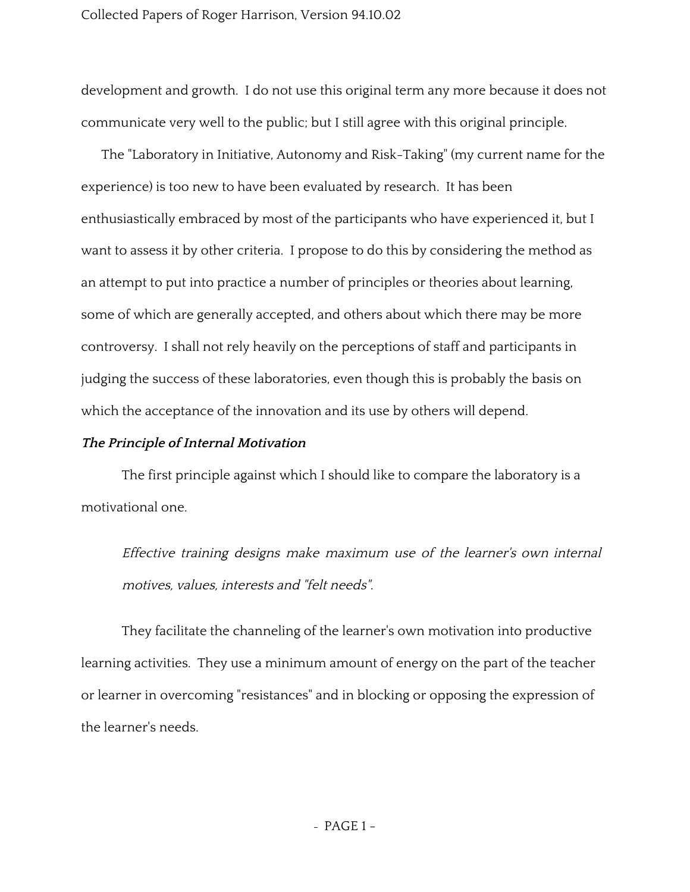development and growth. I do not use this original term any more because it does not communicate very well to the public; but I still agree with this original principle.

The "Laboratory in Initiative, Autonomy and Risk-Taking" (my current name for the experience) is too new to have been evaluated by research. It has been enthusiastically embraced by most of the participants who have experienced it, but I want to assess it by other criteria. I propose to do this by considering the method as an attempt to put into practice a number of principles or theories about learning, some of which are generally accepted, and others about which there may be more controversy. I shall not rely heavily on the perceptions of staff and participants in judging the success of these laboratories, even though this is probably the basis on which the acceptance of the innovation and its use by others will depend.

***The Principle of Internal Motivation***

The first principle against which I should like to compare the laboratory is a motivational one.

> *Effective training designs make maximum use of the learner's own internal motives, values, interests and "felt needs".*

They facilitate the channeling of the learner's own motivation into productive learning activities. They use a minimum amount of energy on the part of the teacher or learner in overcoming "resistances" and in blocking or opposing the expression of the learner's needs.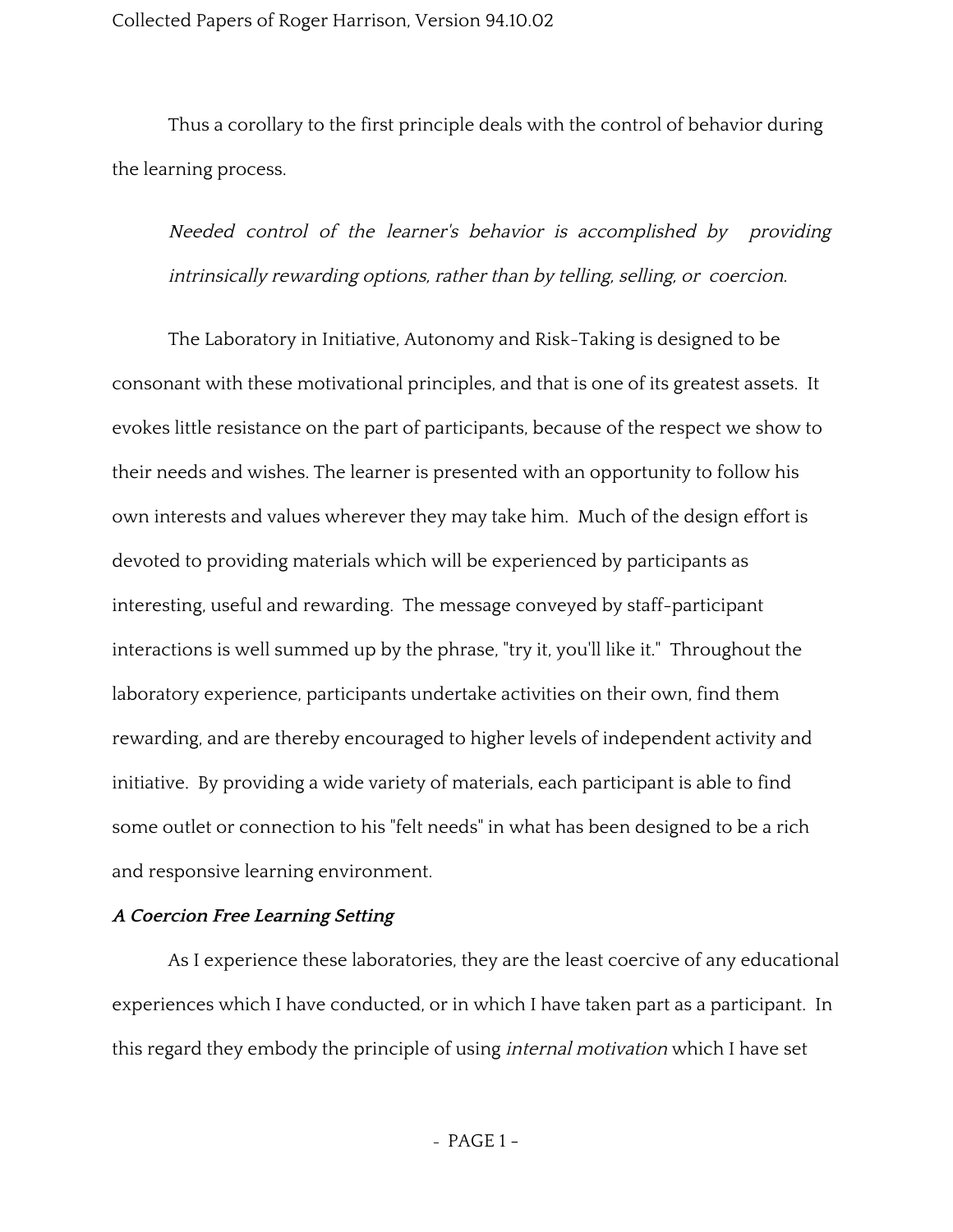Thus a corollary to the first principle deals with the control of behavior during the learning process.

> *Needed control of the learner's behavior is accomplished by providing intrinsically rewarding options, rather than by telling, selling, or coercion.*

The Laboratory in Initiative, Autonomy and Risk-Taking is designed to be consonant with these motivational principles, and that is one of its greatest assets. It evokes little resistance on the part of participants, because of the respect we show to their needs and wishes. The learner is presented with an opportunity to follow his own interests and values wherever they may take him. Much of the design effort is devoted to providing materials which will be experienced by participants as interesting, useful and rewarding. The message conveyed by staff-participant interactions is well summed up by the phrase, "try it, you'll like it." Throughout the laboratory experience, participants undertake activities on their own, find them rewarding, and are thereby encouraged to higher levels of independent activity and initiative. By providing a wide variety of materials, each participant is able to find some outlet or connection to his "felt needs" in what has been designed to be a rich and responsive learning environment.

### *A Coercion Free Learning Setting*

As I experience these laboratories, they are the least coercive of any educational experiences which I have conducted, or in which I have taken part as a participant. In this regard they embody the principle of using *internal motivation* which I have set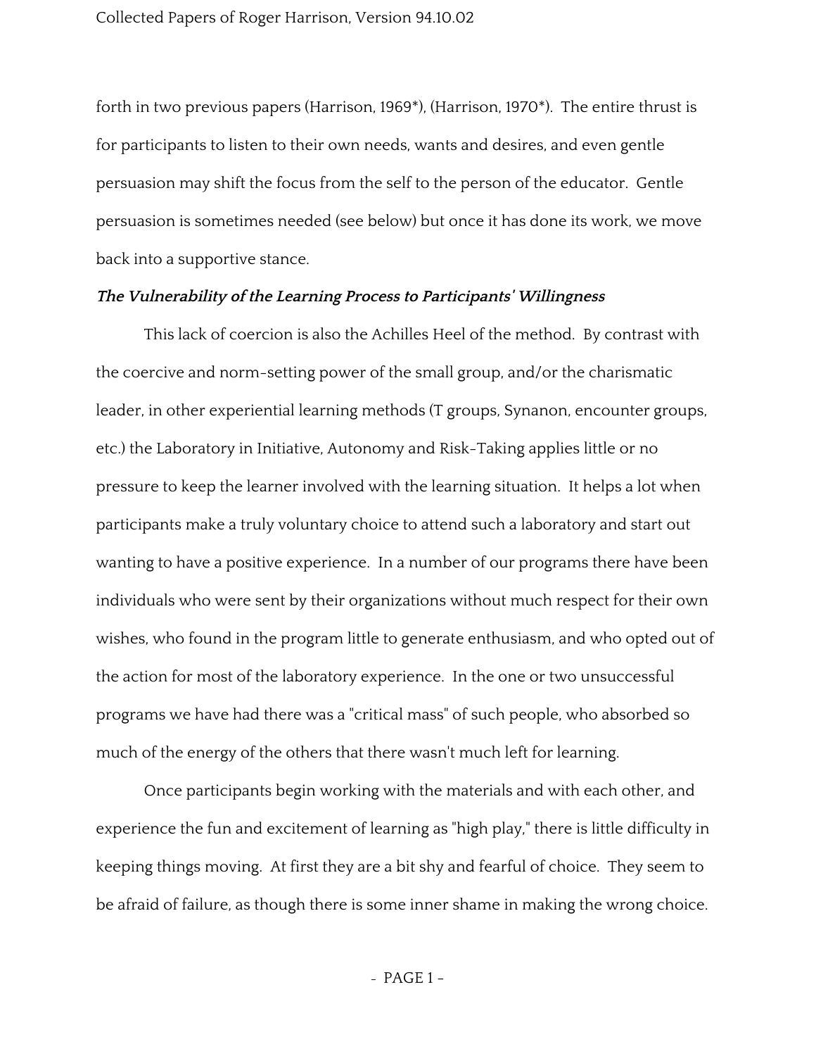forth in two previous papers (Harrison, 1969*), (Harrison, 1970*). The entire thrust is for participants to listen to their own needs, wants and desires, and even gentle persuasion may shift the focus from the self to the person of the educator. Gentle persuasion is sometimes needed (see below) but once it has done its work, we move back into a supportive stance.

***The Vulnerability of the Learning Process to Participants' Willingness***

This lack of coercion is also the Achilles Heel of the method. By contrast with the coercive and norm-setting power of the small group, and/or the charismatic leader, in other experiential learning methods (T groups, Synanon, encounter groups, etc.) the Laboratory in Initiative, Autonomy and Risk-Taking applies little or no pressure to keep the learner involved with the learning situation. It helps a lot when participants make a truly voluntary choice to attend such a laboratory and start out wanting to have a positive experience. In a number of our programs there have been individuals who were sent by their organizations without much respect for their own wishes, who found in the program little to generate enthusiasm, and who opted out of the action for most of the laboratory experience. In the one or two unsuccessful programs we have had there was a "critical mass" of such people, who absorbed so much of the energy of the others that there wasn't much left for learning.

Once participants begin working with the materials and with each other, and experience the fun and excitement of learning as "high play," there is little difficulty in keeping things moving. At first they are a bit shy and fearful of choice. They seem to be afraid of failure, as though there is some inner shame in making the wrong choice.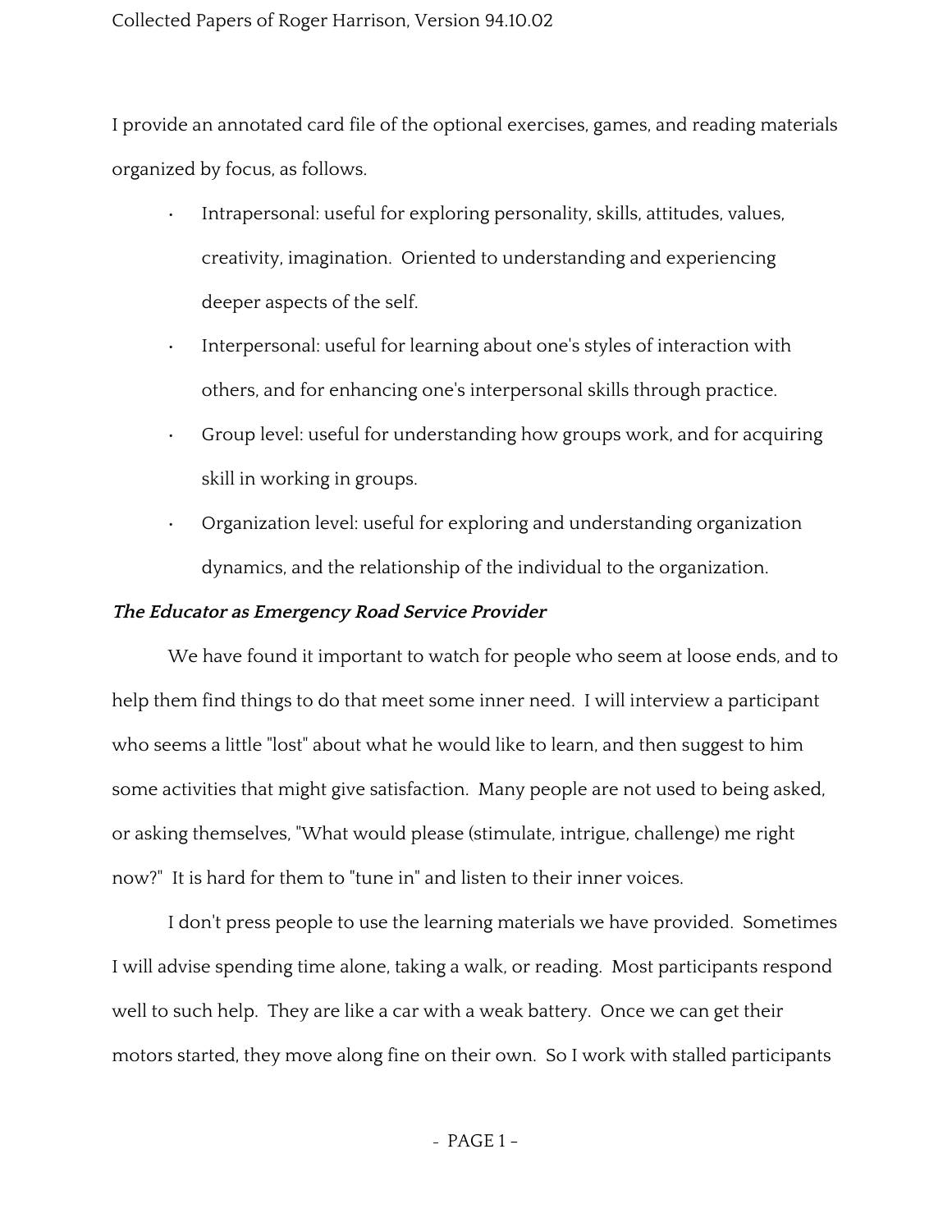I provide an annotated card file of the optional exercises, games, and reading materials organized by focus, as follows.

- Intrapersonal: useful for exploring personality, skills, attitudes, values, creativity, imagination. Oriented to understanding and experiencing deeper aspects of the self.
- Interpersonal: useful for learning about one's styles of interaction with others, and for enhancing one's interpersonal skills through practice.
- Group level: useful for understanding how groups work, and for acquiring skill in working in groups.
- Organization level: useful for exploring and understanding organization dynamics, and the relationship of the individual to the organization.

***The Educator as Emergency Road Service Provider***

We have found it important to watch for people who seem at loose ends, and to help them find things to do that meet some inner need. I will interview a participant who seems a little "lost" about what he would like to learn, and then suggest to him some activities that might give satisfaction. Many people are not used to being asked, or asking themselves, "What would please (stimulate, intrigue, challenge) me right now?" It is hard for them to "tune in" and listen to their inner voices.

I don't press people to use the learning materials we have provided. Sometimes I will advise spending time alone, taking a walk, or reading. Most participants respond well to such help. They are like a car with a weak battery. Once we can get their motors started, they move along fine on their own. So I work with stalled participants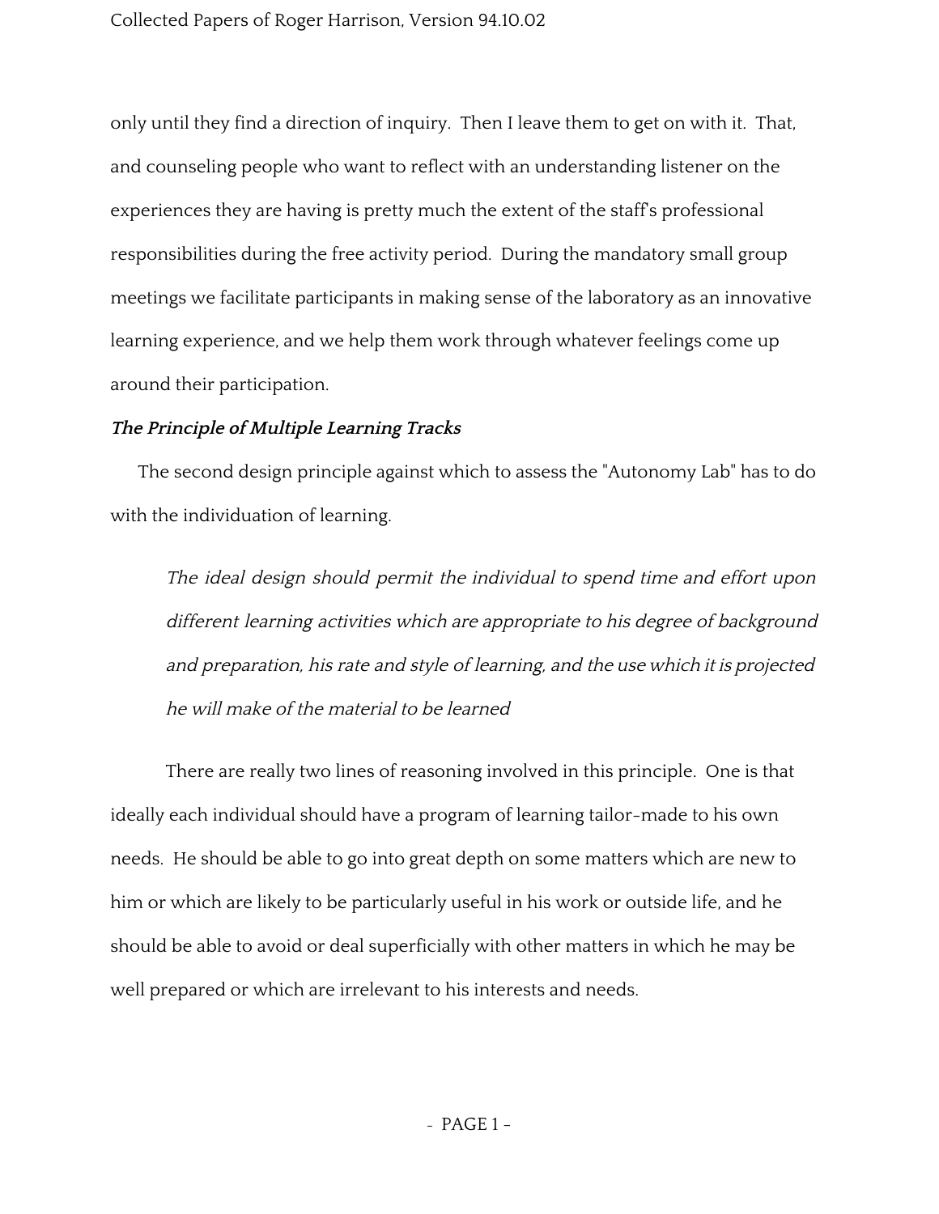only until they find a direction of inquiry. Then I leave them to get on with it. That, and counseling people who want to reflect with an understanding listener on the experiences they are having is pretty much the extent of the staff's professional responsibilities during the free activity period. During the mandatory small group meetings we facilitate participants in making sense of the laboratory as an innovative learning experience, and we help them work through whatever feelings come up around their participation.

***The Principle of Multiple Learning Tracks***

The second design principle against which to assess the "Autonomy Lab" has to do with the individuation of learning.

> *The ideal design should permit the individual to spend time and effort upon different learning activities which are appropriate to his degree of background and preparation, his rate and style of learning, and the use which it is projected he will make of the material to be learned*

There are really two lines of reasoning involved in this principle. One is that ideally each individual should have a program of learning tailor-made to his own needs. He should be able to go into great depth on some matters which are new to him or which are likely to be particularly useful in his work or outside life, and he should be able to avoid or deal superficially with other matters in which he may be well prepared or which are irrelevant to his interests and needs.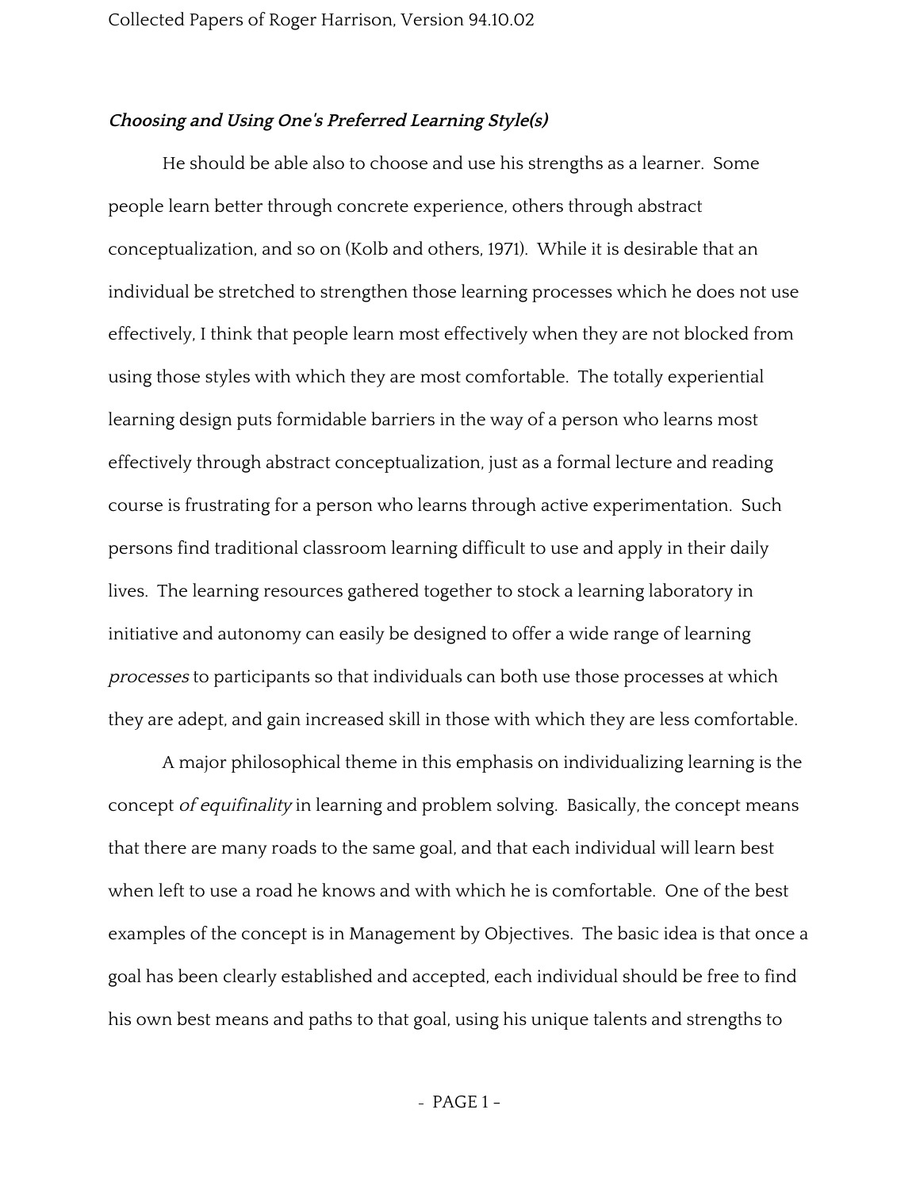### *Choosing and Using One's Preferred Learning Style(s)*

He should be able also to choose and use his strengths as a learner. Some people learn better through concrete experience, others through abstract conceptualization, and so on (Kolb and others, 1971). While it is desirable that an individual be stretched to strengthen those learning processes which he does not use effectively, I think that people learn most effectively when they are not blocked from using those styles with which they are most comfortable. The totally experiential learning design puts formidable barriers in the way of a person who learns most effectively through abstract conceptualization, just as a formal lecture and reading course is frustrating for a person who learns through active experimentation. Such persons find traditional classroom learning difficult to use and apply in their daily lives. The learning resources gathered together to stock a learning laboratory in initiative and autonomy can easily be designed to offer a wide range of learning *processes* to participants so that individuals can both use those processes at which they are adept, and gain increased skill in those with which they are less comfortable.

A major philosophical theme in this emphasis on individualizing learning is the concept *of equifinality* in learning and problem solving. Basically, the concept means that there are many roads to the same goal, and that each individual will learn best when left to use a road he knows and with which he is comfortable. One of the best examples of the concept is in Management by Objectives. The basic idea is that once a goal has been clearly established and accepted, each individual should be free to find his own best means and paths to that goal, using his unique talents and strengths to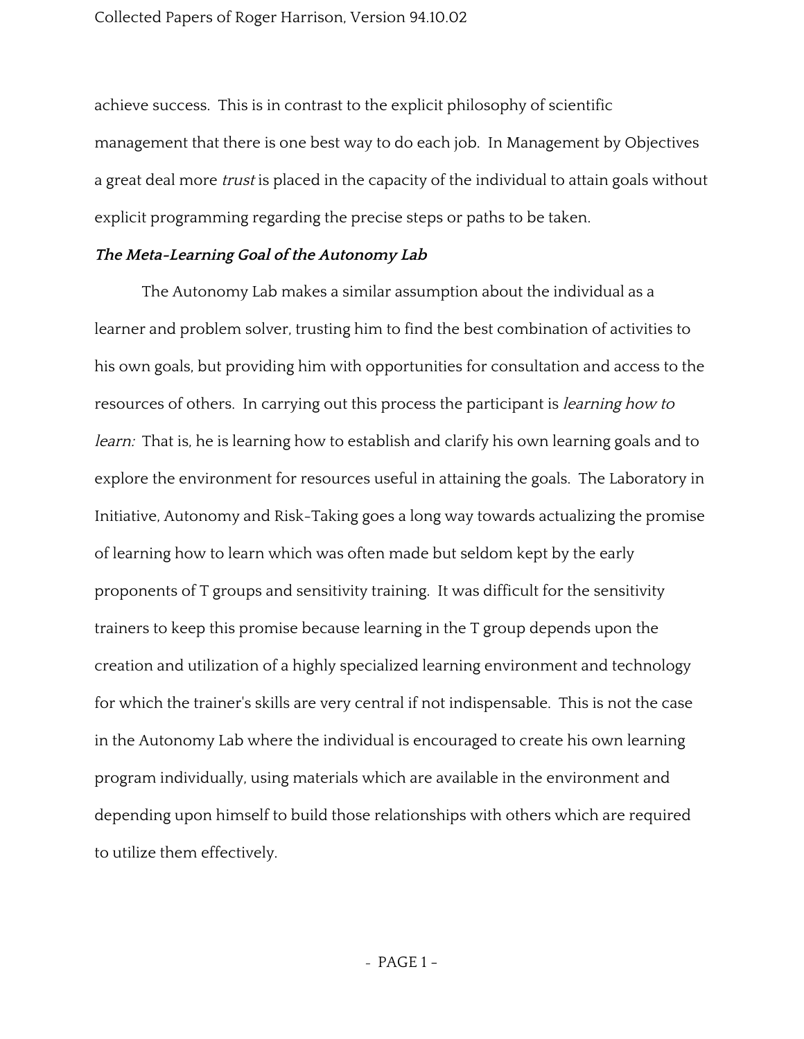achieve success. This is in contrast to the explicit philosophy of scientific management that there is one best way to do each job. In Management by Objectives a great deal more *trust* is placed in the capacity of the individual to attain goals without explicit programming regarding the precise steps or paths to be taken.

***The Meta-Learning Goal of the Autonomy Lab***

The Autonomy Lab makes a similar assumption about the individual as a learner and problem solver, trusting him to find the best combination of activities to his own goals, but providing him with opportunities for consultation and access to the resources of others. In carrying out this process the participant is *learning how to learn:* That is, he is learning how to establish and clarify his own learning goals and to explore the environment for resources useful in attaining the goals. The Laboratory in Initiative, Autonomy and Risk-Taking goes a long way towards actualizing the promise of learning how to learn which was often made but seldom kept by the early proponents of T groups and sensitivity training. It was difficult for the sensitivity trainers to keep this promise because learning in the T group depends upon the creation and utilization of a highly specialized learning environment and technology for which the trainer's skills are very central if not indispensable. This is not the case in the Autonomy Lab where the individual is encouraged to create his own learning program individually, using materials which are available in the environment and depending upon himself to build those relationships with others which are required to utilize them effectively.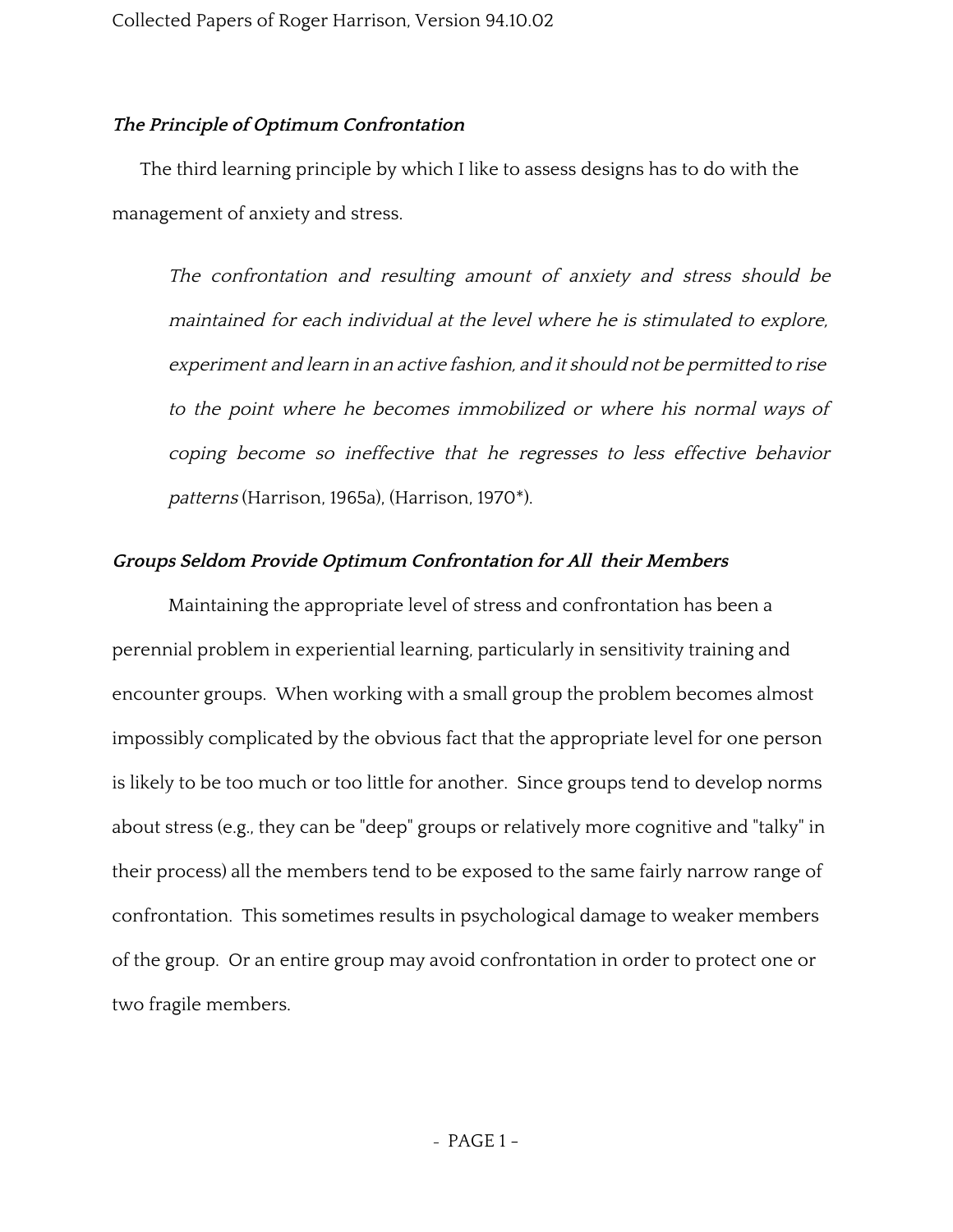### ***The Principle of Optimum Confrontation***

The third learning principle by which I like to assess designs has to do with the management of anxiety and stress.

> *The confrontation and resulting amount of anxiety and stress should be maintained for each individual at the level where he is stimulated to explore, experiment and learn in an active fashion, and it should not be permitted to rise to the point where he becomes immobilized or where his normal ways of coping become so ineffective that he regresses to less effective behavior patterns* (Harrison, 1965a), (Harrison, 1970*).

### ***Groups Seldom Provide Optimum Confrontation for All their Members***

Maintaining the appropriate level of stress and confrontation has been a perennial problem in experiential learning, particularly in sensitivity training and encounter groups. When working with a small group the problem becomes almost impossibly complicated by the obvious fact that the appropriate level for one person is likely to be too much or too little for another. Since groups tend to develop norms about stress (e.g., they can be "deep" groups or relatively more cognitive and "talky" in their process) all the members tend to be exposed to the same fairly narrow range of confrontation. This sometimes results in psychological damage to weaker members of the group. Or an entire group may avoid confrontation in order to protect one or two fragile members.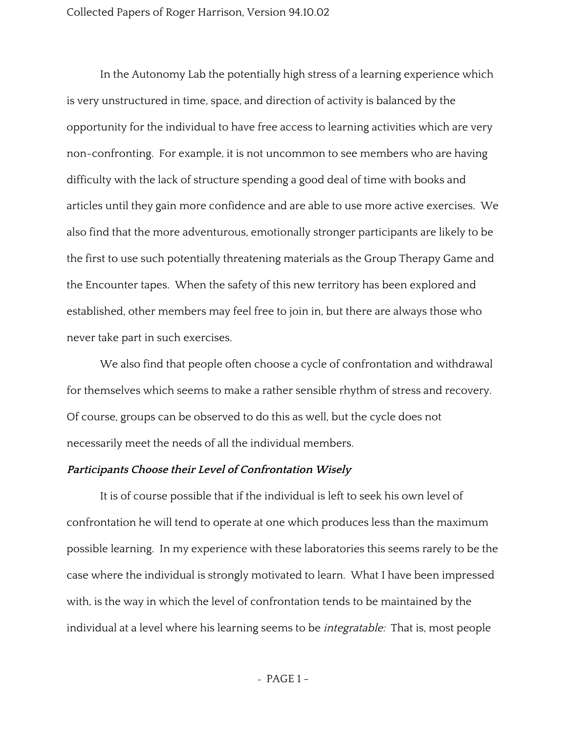In the Autonomy Lab the potentially high stress of a learning experience which is very unstructured in time, space, and direction of activity is balanced by the opportunity for the individual to have free access to learning activities which are very non-confronting. For example, it is not uncommon to see members who are having difficulty with the lack of structure spending a good deal of time with books and articles until they gain more confidence and are able to use more active exercises. We also find that the more adventurous, emotionally stronger participants are likely to be the first to use such potentially threatening materials as the Group Therapy Game and the Encounter tapes. When the safety of this new territory has been explored and established, other members may feel free to join in, but there are always those who never take part in such exercises.

We also find that people often choose a cycle of confrontation and withdrawal for themselves which seems to make a rather sensible rhythm of stress and recovery. Of course, groups can be observed to do this as well, but the cycle does not necessarily meet the needs of all the individual members.

### *Participants Choose their Level of Confrontation Wisely*

It is of course possible that if the individual is left to seek his own level of confrontation he will tend to operate at one which produces less than the maximum possible learning. In my experience with these laboratories this seems rarely to be the case where the individual is strongly motivated to learn. What I have been impressed with, is the way in which the level of confrontation tends to be maintained by the individual at a level where his learning seems to be *integratable:* That is, most people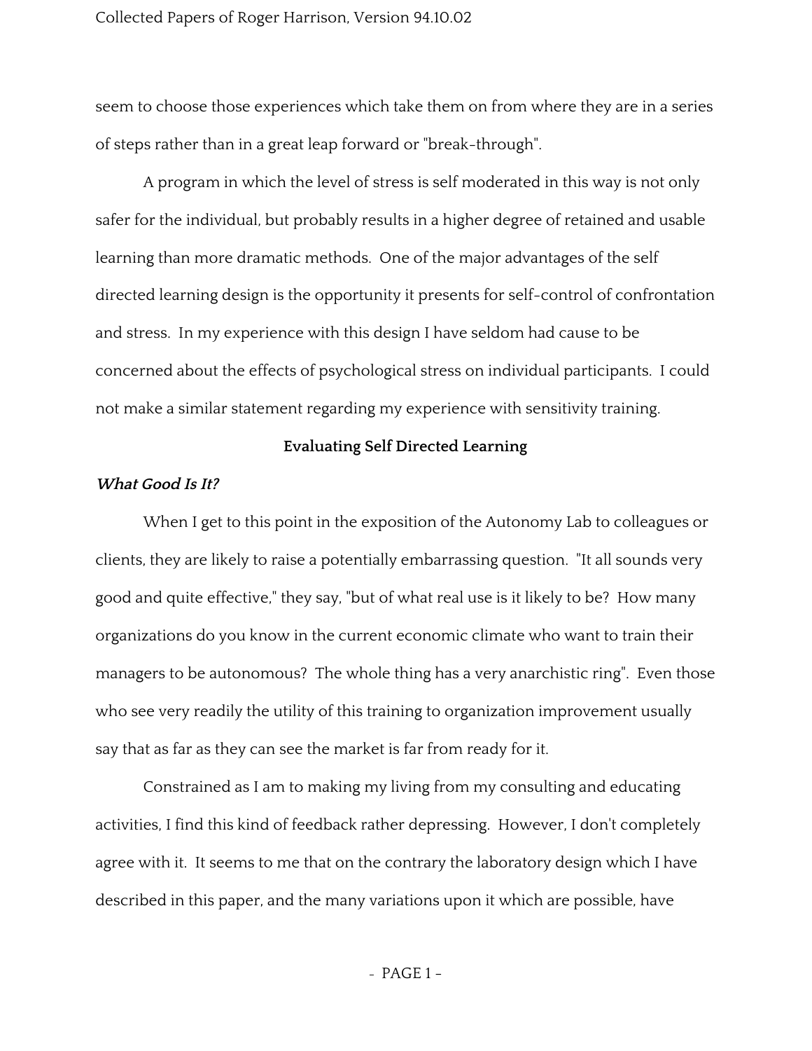seem to choose those experiences which take them on from where they are in a series of steps rather than in a great leap forward or "break-through".

A program in which the level of stress is self moderated in this way is not only safer for the individual, but probably results in a higher degree of retained and usable learning than more dramatic methods. One of the major advantages of the self directed learning design is the opportunity it presents for self-control of confrontation and stress. In my experience with this design I have seldom had cause to be concerned about the effects of psychological stress on individual participants. I could not make a similar statement regarding my experience with sensitivity training.

## Evaluating Self Directed Learning

### *What Good Is It?*

When I get to this point in the exposition of the Autonomy Lab to colleagues or clients, they are likely to raise a potentially embarrassing question. "It all sounds very good and quite effective," they say, "but of what real use is it likely to be? How many organizations do you know in the current economic climate who want to train their managers to be autonomous? The whole thing has a very anarchistic ring". Even those who see very readily the utility of this training to organization improvement usually say that as far as they can see the market is far from ready for it.

Constrained as I am to making my living from my consulting and educating activities, I find this kind of feedback rather depressing. However, I don't completely agree with it. It seems to me that on the contrary the laboratory design which I have described in this paper, and the many variations upon it which are possible, have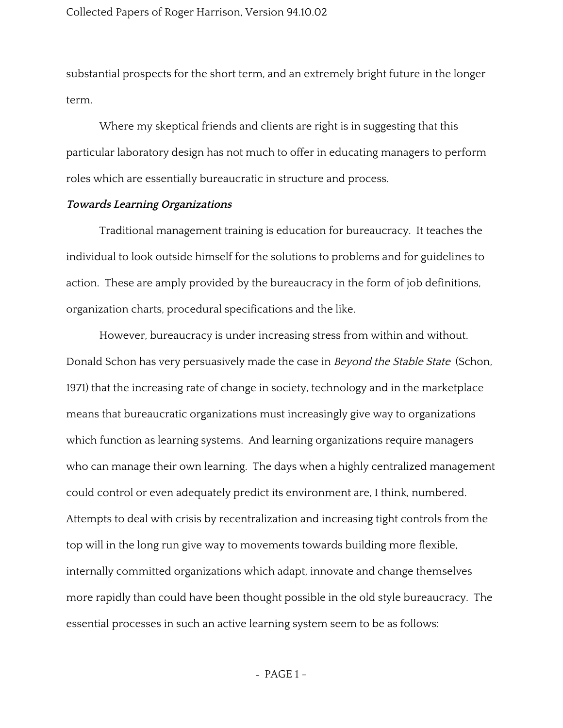substantial prospects for the short term, and an extremely bright future in the longer term.

Where my skeptical friends and clients are right is in suggesting that this particular laboratory design has not much to offer in educating managers to perform roles which are essentially bureaucratic in structure and process.

***Towards Learning Organizations***

Traditional management training is education for bureaucracy. It teaches the individual to look outside himself for the solutions to problems and for guidelines to action. These are amply provided by the bureaucracy in the form of job definitions, organization charts, procedural specifications and the like.

However, bureaucracy is under increasing stress from within and without. Donald Schon has very persuasively made the case in *Beyond the Stable State* (Schon, 1971) that the increasing rate of change in society, technology and in the marketplace means that bureaucratic organizations must increasingly give way to organizations which function as learning systems. And learning organizations require managers who can manage their own learning. The days when a highly centralized management could control or even adequately predict its environment are, I think, numbered. Attempts to deal with crisis by recentralization and increasing tight controls from the top will in the long run give way to movements towards building more flexible, internally committed organizations which adapt, innovate and change themselves more rapidly than could have been thought possible in the old style bureaucracy. The essential processes in such an active learning system seem to be as follows: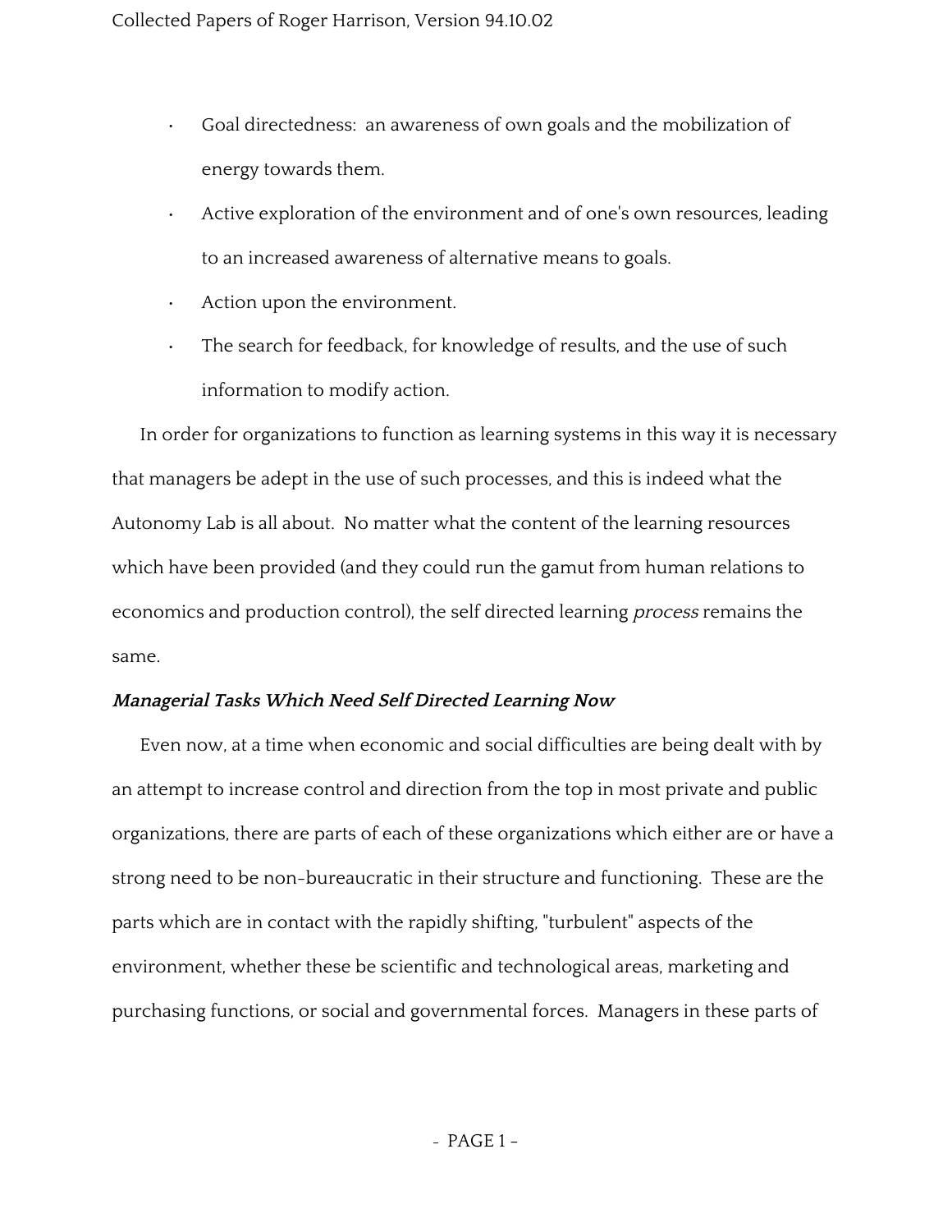- Goal directedness:  an awareness of own goals and the mobilization of energy towards them.
- Active exploration of the environment and of one's own resources, leading to an increased awareness of alternative means to goals.
- Action upon the environment.
- The search for feedback, for knowledge of results, and the use of such information to modify action.

In order for organizations to function as learning systems in this way it is necessary that managers be adept in the use of such processes, and this is indeed what the Autonomy Lab is all about.  No matter what the content of the learning resources which have been provided (and they could run the gamut from human relations to economics and production control), the self directed learning *process* remains the same.

***Managerial Tasks Which Need Self Directed Learning Now***

Even now, at a time when economic and social difficulties are being dealt with by an attempt to increase control and direction from the top in most private and public organizations, there are parts of each of these organizations which either are or have a strong need to be non-bureaucratic in their structure and functioning.  These are the parts which are in contact with the rapidly shifting, "turbulent" aspects of the environment, whether these be scientific and technological areas, marketing and purchasing functions, or social and governmental forces.  Managers in these parts of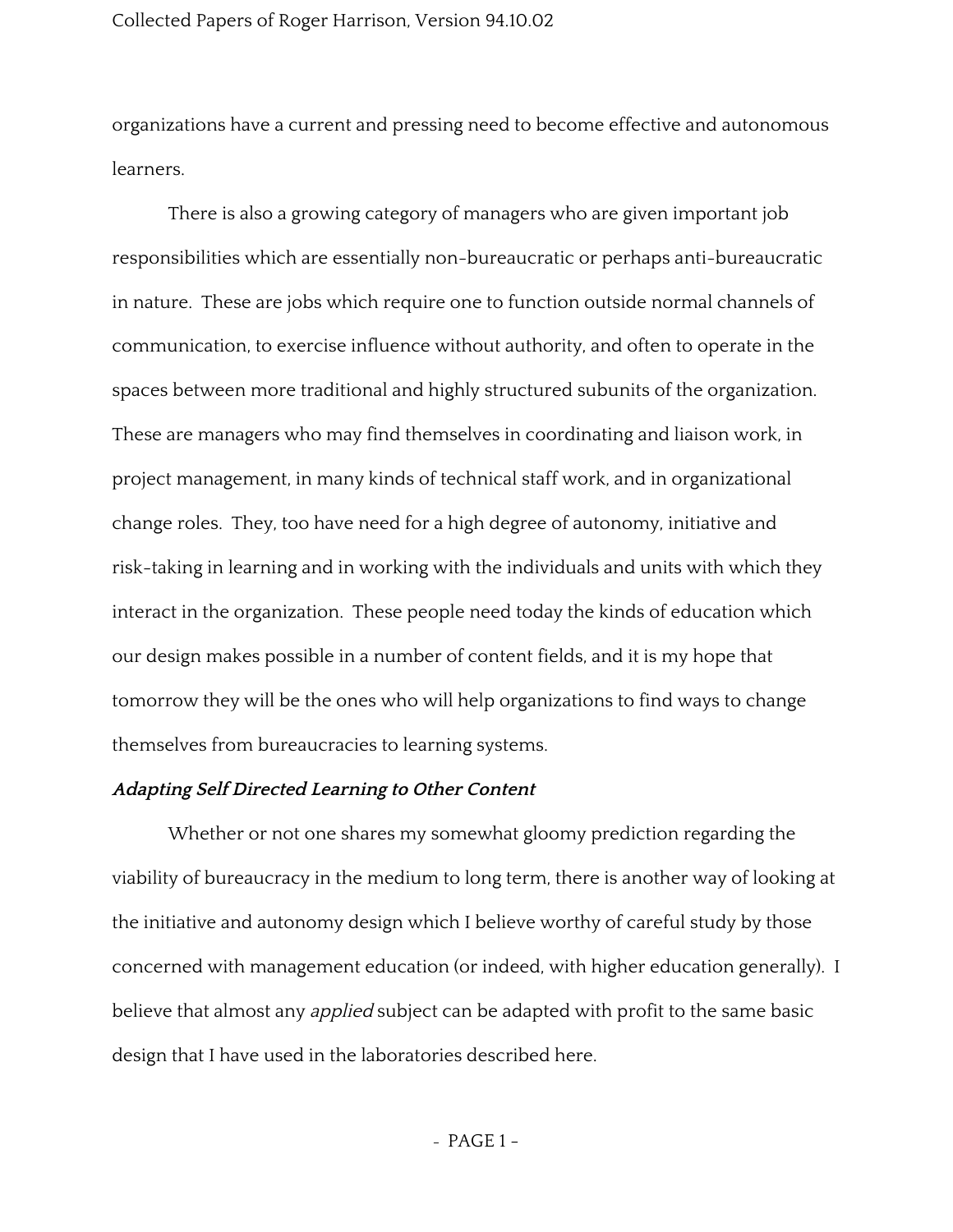organizations have a current and pressing need to become effective and autonomous learners.

There is also a growing category of managers who are given important job responsibilities which are essentially non-bureaucratic or perhaps anti-bureaucratic in nature. These are jobs which require one to function outside normal channels of communication, to exercise influence without authority, and often to operate in the spaces between more traditional and highly structured subunits of the organization. These are managers who may find themselves in coordinating and liaison work, in project management, in many kinds of technical staff work, and in organizational change roles. They, too have need for a high degree of autonomy, initiative and risk-taking in learning and in working with the individuals and units with which they interact in the organization. These people need today the kinds of education which our design makes possible in a number of content fields, and it is my hope that tomorrow they will be the ones who will help organizations to find ways to change themselves from bureaucracies to learning systems.

***Adapting Self Directed Learning to Other Content***

Whether or not one shares my somewhat gloomy prediction regarding the viability of bureaucracy in the medium to long term, there is another way of looking at the initiative and autonomy design which I believe worthy of careful study by those concerned with management education (or indeed, with higher education generally). I believe that almost any *applied* subject can be adapted with profit to the same basic design that I have used in the laboratories described here.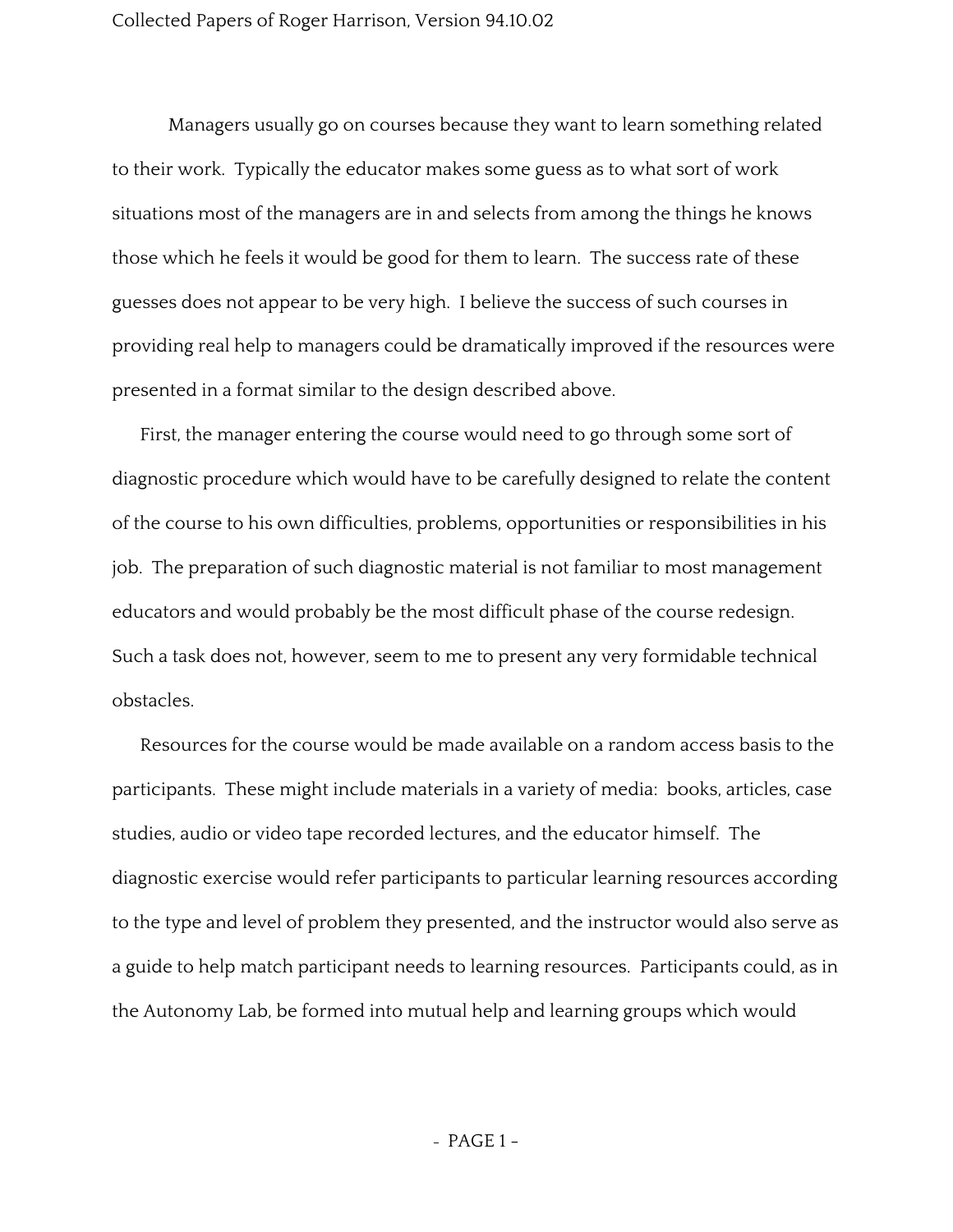Managers usually go on courses because they want to learn something related to their work. Typically the educator makes some guess as to what sort of work situations most of the managers are in and selects from among the things he knows those which he feels it would be good for them to learn. The success rate of these guesses does not appear to be very high. I believe the success of such courses in providing real help to managers could be dramatically improved if the resources were presented in a format similar to the design described above.

First, the manager entering the course would need to go through some sort of diagnostic procedure which would have to be carefully designed to relate the content of the course to his own difficulties, problems, opportunities or responsibilities in his job. The preparation of such diagnostic material is not familiar to most management educators and would probably be the most difficult phase of the course redesign. Such a task does not, however, seem to me to present any very formidable technical obstacles.

Resources for the course would be made available on a random access basis to the participants. These might include materials in a variety of media: books, articles, case studies, audio or video tape recorded lectures, and the educator himself. The diagnostic exercise would refer participants to particular learning resources according to the type and level of problem they presented, and the instructor would also serve as a guide to help match participant needs to learning resources. Participants could, as in the Autonomy Lab, be formed into mutual help and learning groups which would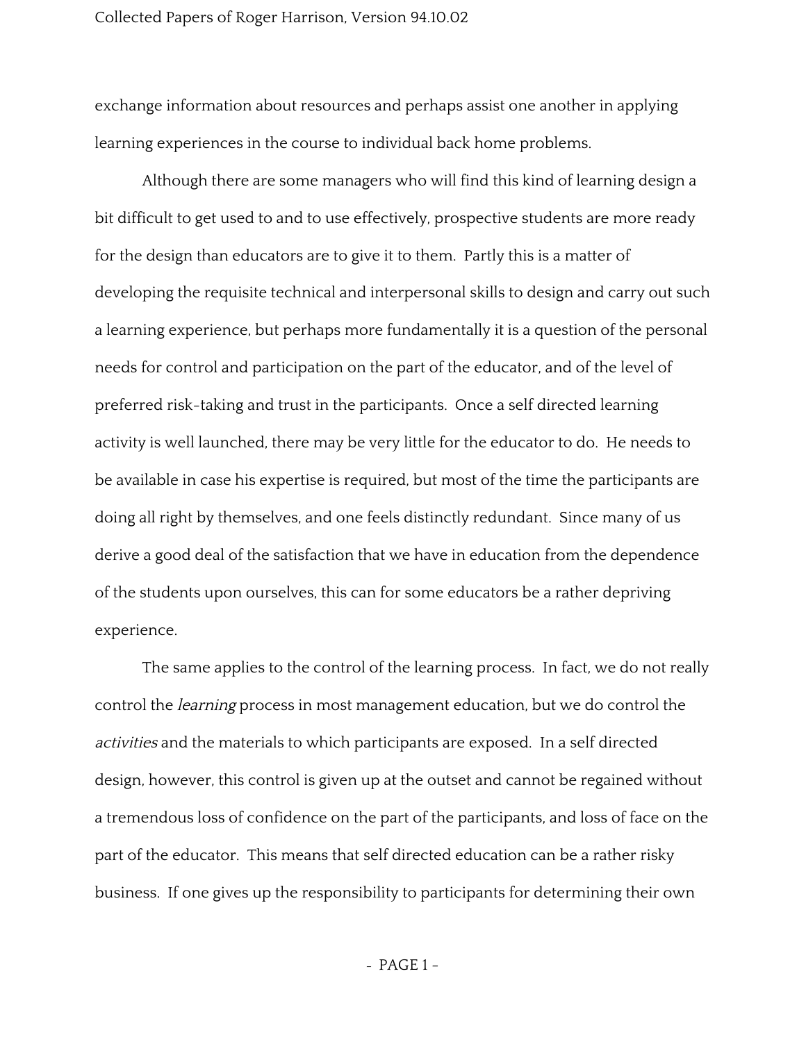exchange information about resources and perhaps assist one another in applying learning experiences in the course to individual back home problems.

Although there are some managers who will find this kind of learning design a bit difficult to get used to and to use effectively, prospective students are more ready for the design than educators are to give it to them. Partly this is a matter of developing the requisite technical and interpersonal skills to design and carry out such a learning experience, but perhaps more fundamentally it is a question of the personal needs for control and participation on the part of the educator, and of the level of preferred risk-taking and trust in the participants. Once a self directed learning activity is well launched, there may be very little for the educator to do. He needs to be available in case his expertise is required, but most of the time the participants are doing all right by themselves, and one feels distinctly redundant. Since many of us derive a good deal of the satisfaction that we have in education from the dependence of the students upon ourselves, this can for some educators be a rather depriving experience.

The same applies to the control of the learning process. In fact, we do not really control the *learning* process in most management education, but we do control the *activities* and the materials to which participants are exposed. In a self directed design, however, this control is given up at the outset and cannot be regained without a tremendous loss of confidence on the part of the participants, and loss of face on the part of the educator. This means that self directed education can be a rather risky business. If one gives up the responsibility to participants for determining their own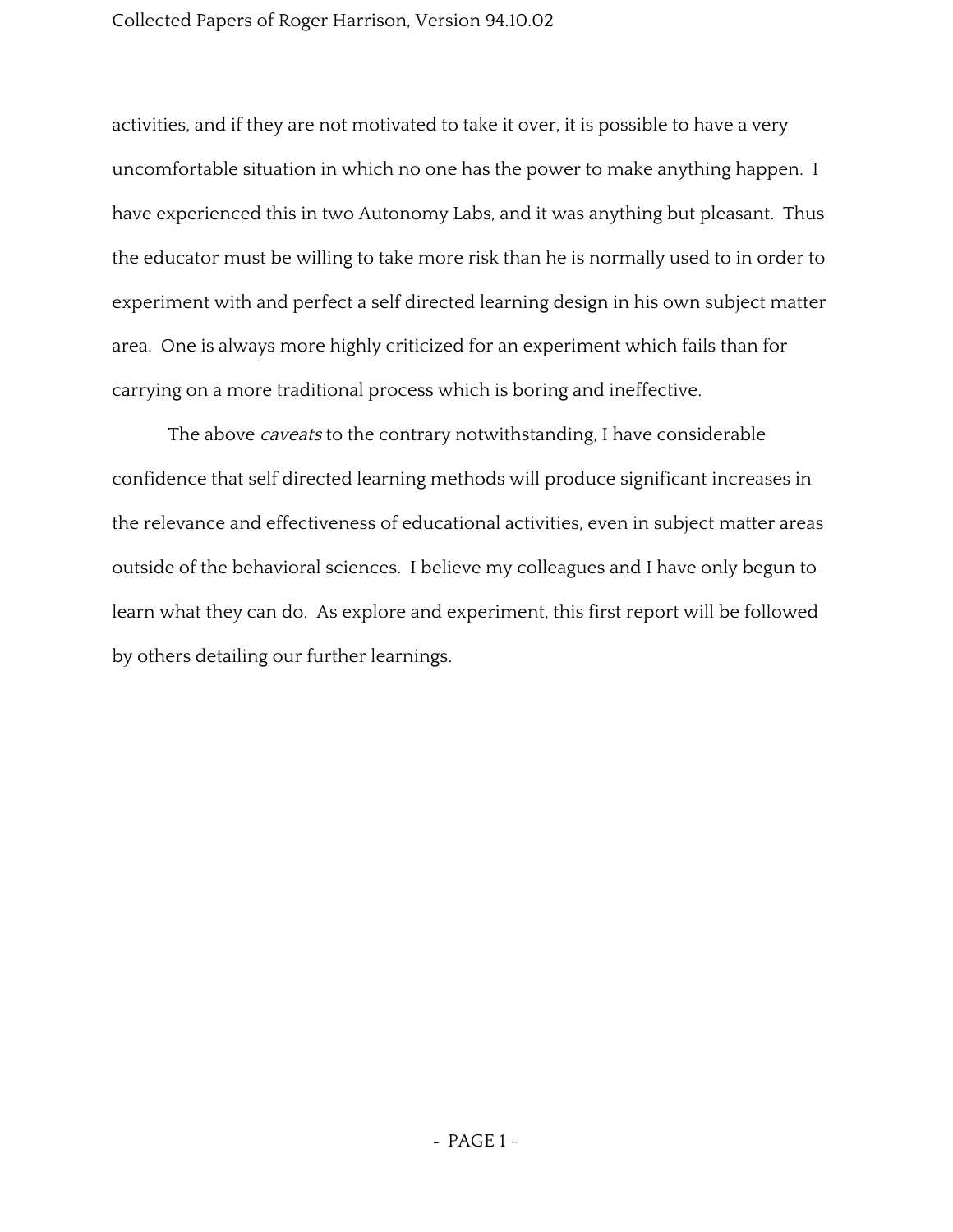activities, and if they are not motivated to take it over, it is possible to have a very uncomfortable situation in which no one has the power to make anything happen. I have experienced this in two Autonomy Labs, and it was anything but pleasant. Thus the educator must be willing to take more risk than he is normally used to in order to experiment with and perfect a self directed learning design in his own subject matter area. One is always more highly criticized for an experiment which fails than for carrying on a more traditional process which is boring and ineffective.

The above *caveats* to the contrary notwithstanding, I have considerable confidence that self directed learning methods will produce significant increases in the relevance and effectiveness of educational activities, even in subject matter areas outside of the behavioral sciences. I believe my colleagues and I have only begun to learn what they can do. As explore and experiment, this first report will be followed by others detailing our further learnings.